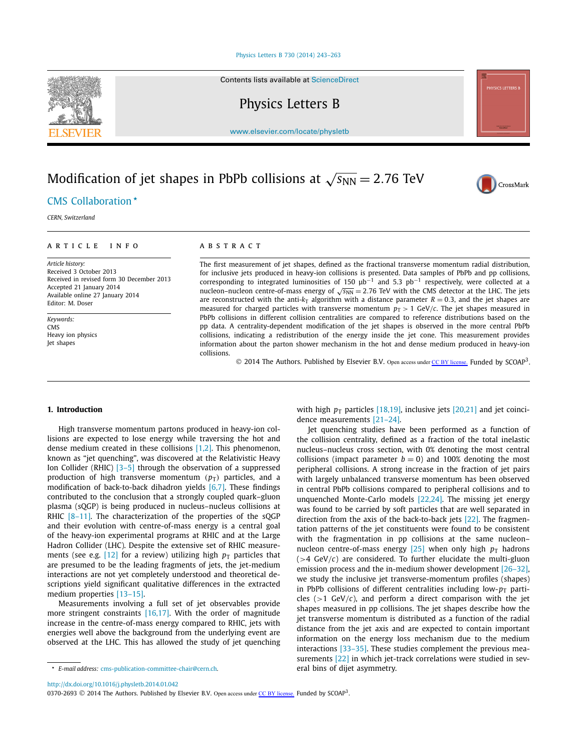Contents lists available at ScienceDirect

# Physics Letters B

www.elsevier.com/locate/physletb

# Modification of jet shapes in PbPb collisions at $\sqrt{s_{NN}} = 2.76$ TeV

CMS Collaboration *

*CERN, Switzerland*

---

**ARTICLE INFO**

*Article history:*
Received 3 October 2013
Received in revised form 30 December 2013
Accepted 21 January 2014
Available online 27 January 2014
Editor: M. Doser

*Keywords:*
CMS
Heavy ion physics
Jet shapes

**ABSTRACT**

The first measurement of jet shapes, defined as the fractional transverse momentum radial distribution, for inclusive jets produced in heavy-ion collisions is presented. Data samples of PbPb and pp collisions, corresponding to integrated luminosities of 150 $\mu b^{-1}$ and 5.3 $pb^{-1}$ respectively, were collected at a nucleon–nucleon centre-of-mass energy of $\sqrt{s_{NN}} = 2.76$ TeV with the CMS detector at the LHC. The jets are reconstructed with the anti-$k_T$ algorithm with a distance parameter $R = 0.3$, and the jet shapes are measured for charged particles with transverse momentum $p_T > 1$ GeV/$c$. The jet shapes measured in PbPb collisions in different collision centralities are compared to reference distributions based on the pp data. A centrality-dependent modification of the jet shapes is observed in the more central PbPb collisions, indicating a redistribution of the energy inside the jet cone. This measurement provides information about the parton shower mechanism in the hot and dense medium produced in heavy-ion collisions.

© 2014 The Authors. Published by Elsevier B.V. Open access under CC BY license. Funded by SCOAP[3].

---

## 1. Introduction

High transverse momentum partons produced in heavy-ion collisions are expected to lose energy while traversing the hot and dense medium created in these collisions [1,2]. This phenomenon, known as "jet quenching", was discovered at the Relativistic Heavy Ion Collider (RHIC) [3–5] through the observation of a suppressed production of high transverse momentum ($p_T$) particles, and a modification of back-to-back dihadron yields [6,7]. These findings contributed to the conclusion that a strongly coupled quark–gluon plasma (sQGP) is being produced in nucleus–nucleus collisions at RHIC [8–11]. The characterization of the properties of the sQGP and their evolution with centre-of-mass energy is a central goal of the heavy-ion experimental programs at RHIC and at the Large Hadron Collider (LHC). Despite the extensive set of RHIC measurements (see e.g. [12] for a review) utilizing high $p_T$ particles that are presumed to be the leading fragments of jets, the jet-medium interactions are not yet completely understood and theoretical descriptions yield significant qualitative differences in the extracted medium properties [13–15].

Measurements involving a full set of jet observables provide more stringent constraints [16,17]. With the order of magnitude increase in the centre-of-mass energy compared to RHIC, jets with energies well above the background from the underlying event are observed at the LHC. This has allowed the study of jet quenching with high $p_T$ particles [18,19], inclusive jets [20,21] and jet coincidence measurements [21–24].

Jet quenching studies have been performed as a function of the collision centrality, defined as a fraction of the total inelastic nucleus–nucleus cross section, with 0% denoting the most central collisions (impact parameter $b = 0$) and 100% denoting the most peripheral collisions. A strong increase in the fraction of jet pairs with largely unbalanced transverse momentum has been observed in central PbPb collisions compared to peripheral collisions and to unquenched Monte-Carlo models [22,24]. The missing jet energy was found to be carried by soft particles that are well separated in direction from the axis of the back-to-back jets [22]. The fragmentation patterns of the jet constituents were found to be consistent with the fragmentation in pp collisions at the same nucleon–nucleon centre-of-mass energy [25] when only high $p_T$ hadrons (>4 GeV/$c$) are considered. To further elucidate the multi-gluon emission process and the in-medium shower development [26–32], we study the inclusive jet transverse-momentum profiles (shapes) in PbPb collisions of different centralities including low-$p_T$ particles (>1 GeV/$c$), and perform a direct comparison with the jet shapes measured in pp collisions. The jet shapes describe how the jet transverse momentum is distributed as a function of the radial distance from the jet axis and are expected to contain important information on the energy loss mechanism due to the medium interactions [33–35]. These studies complement the previous measurements [22] in which jet-track correlations were studied in several bins of dijet asymmetry.

* E-mail address: cms-publication-committee-chair@cern.ch.

http://dx.doi.org/10.1016/j.physletb.2014.01.042
0370-2693 © 2014 The Authors. Published by Elsevier B.V. Open access under CC BY license. Funded by SCOAP[3].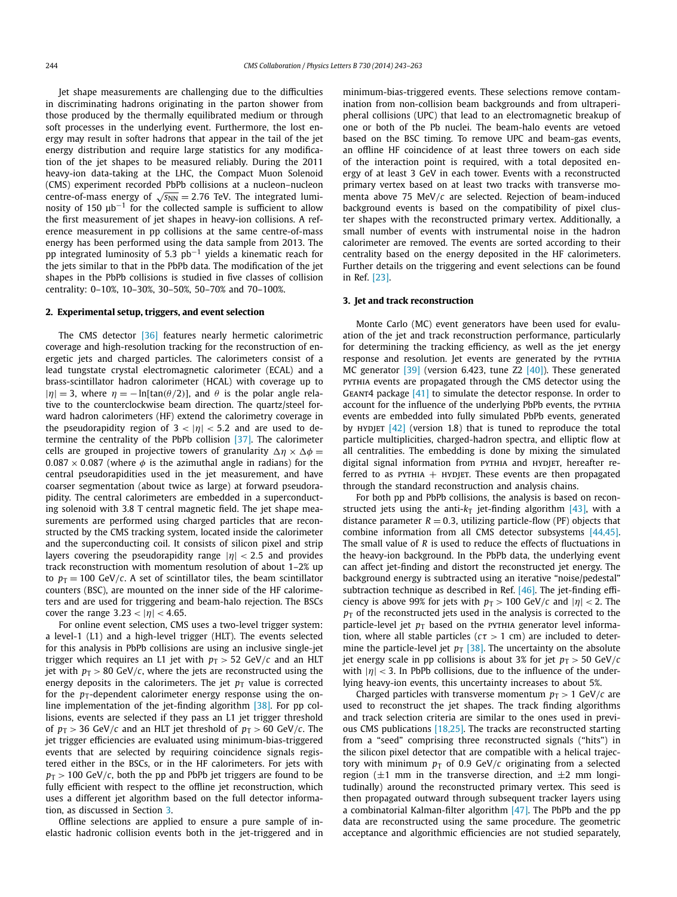Jet shape measurements are challenging due to the difficulties in discriminating hadrons originating in the parton shower from those produced by the thermally equilibrated medium or through soft processes in the underlying event. Furthermore, the lost energy may result in softer hadrons that appear in the tail of the jet energy distribution and require large statistics for any modification of the jet shapes to be measured reliably. During the 2011 heavy-ion data-taking at the LHC, the Compact Muon Solenoid (CMS) experiment recorded PbPb collisions at a nucleon–nucleon centre-of-mass energy of $\sqrt{s_{NN}} = 2.76$ TeV. The integrated luminosity of 150 $\mu b^{-1}$ for the collected sample is sufficient to allow the first measurement of jet shapes in heavy-ion collisions. A reference measurement in pp collisions at the same centre-of-mass energy has been performed using the data sample from 2013. The pp integrated luminosity of 5.3 $pb^{-1}$ yields a kinematic reach for the jets similar to that in the PbPb data. The modification of the jet shapes in the PbPb collisions is studied in five classes of collision centrality: 0–10%, 10–30%, 30–50%, 50–70% and 70–100%.

## 2. Experimental setup, triggers, and event selection

The CMS detector [36] features nearly hermetic calorimetric coverage and high-resolution tracking for the reconstruction of energetic jets and charged particles. The calorimeters consist of a lead tungstate crystal electromagnetic calorimeter (ECAL) and a brass-scintillator hadron calorimeter (HCAL) with coverage up to $|\eta| = 3$, where $\eta = -\ln[\tan(\theta/2)]$, and $\theta$ is the polar angle relative to the counterclockwise beam direction. The quartz/steel forward hadron calorimeters (HF) extend the calorimetry coverage in the pseudorapidity region of $3 < |\eta| < 5.2$ and are used to determine the centrality of the PbPb collision [37]. The calorimeter cells are grouped in projective towers of granularity $\Delta\eta \times \Delta\phi = 0.087 \times 0.087$ (where $\phi$ is the azimuthal angle in radians) for the central pseudorapidities used in the jet measurement, and have coarser segmentation (about twice as large) at forward pseudorapidity. The central calorimeters are embedded in a superconducting solenoid with 3.8 T central magnetic field. The jet shape measurements are performed using charged particles that are reconstructed by the CMS tracking system, located inside the calorimeter and the superconducting coil. It consists of silicon pixel and strip layers covering the pseudorapidity range $|\eta| < 2.5$ and provides track reconstruction with momentum resolution of about 1–2% up to $p_T = 100$ GeV/$c$. A set of scintillator tiles, the beam scintillator counters (BSC), are mounted on the inner side of the HF calorimeters and are used for triggering and beam-halo rejection. The BSCs cover the range $3.23 < |\eta| < 4.65$.

For online event selection, CMS uses a two-level trigger system: a level-1 (L1) and a high-level trigger (HLT). The events selected for this analysis in PbPb collisions are using an inclusive single-jet trigger which requires an L1 jet with $p_T > 52$ GeV/$c$ and an HLT jet with $p_T > 80$ GeV/$c$, where the jets are reconstructed using the energy deposits in the calorimeters. The jet $p_T$ value is corrected for the $p_T$-dependent calorimeter energy response using the online implementation of the jet-finding algorithm [38]. For pp collisions, events are selected if they pass an L1 jet trigger threshold of $p_T > 36$ GeV/$c$ and an HLT jet threshold of $p_T > 60$ GeV/$c$. The jet trigger efficiencies are evaluated using minimum-bias-triggered events that are selected by requiring coincidence signals registered either in the BSCs, or in the HF calorimeters. For jets with $p_T > 100$ GeV/$c$, both the pp and PbPb jet triggers are found to be fully efficient with respect to the offline jet reconstruction, which uses a different jet algorithm based on the full detector information, as discussed in Section 3.

Offline selections are applied to ensure a pure sample of inelastic hadronic collision events both in the jet-triggered and in minimum-bias-triggered events. These selections remove contamination from non-collision beam backgrounds and from ultraperipheral collisions (UPC) that lead to an electromagnetic breakup of one or both of the Pb nuclei. The beam-halo events are vetoed based on the BSC timing. To remove UPC and beam-gas events, an offline HF coincidence of at least three towers on each side of the interaction point is required, with a total deposited energy of at least 3 GeV in each tower. Events with a reconstructed primary vertex based on at least two tracks with transverse momenta above 75 MeV/$c$ are selected. Rejection of beam-induced background events is based on the compatibility of pixel cluster shapes with the reconstructed primary vertex. Additionally, a small number of events with instrumental noise in the hadron calorimeter are removed. The events are sorted according to their centrality based on the energy deposited in the HF calorimeters. Further details on the triggering and event selections can be found in Ref. [23].

## 3. Jet and track reconstruction

Monte Carlo (MC) event generators have been used for evaluation of the jet and track reconstruction performance, particularly for determining the tracking efficiency, as well as the jet energy response and resolution. Jet events are generated by the PYTHIA MC generator [39] (version 6.423, tune Z2 [40]). These generated PYTHIA events are propagated through the CMS detector using the GEANT4 package [41] to simulate the detector response. In order to account for the influence of the underlying PbPb events, the PYTHIA events are embedded into fully simulated PbPb events, generated by HYDJET [42] (version 1.8) that is tuned to reproduce the total particle multiplicities, charged-hadron spectra, and elliptic flow at all centralities. The embedding is done by mixing the simulated digital signal information from PYTHIA and HYDJET, hereafter referred to as PYTHIA + HYDJET. These events are then propagated through the standard reconstruction and analysis chains.

For both pp and PbPb collisions, the analysis is based on reconstructed jets using the anti-$k_T$ jet-finding algorithm [43], with a distance parameter $R = 0.3$, utilizing particle-flow (PF) objects that combine information from all CMS detector subsystems [44,45]. The small value of $R$ is used to reduce the effects of fluctuations in the heavy-ion background. In the PbPb data, the underlying event can affect jet-finding and distort the reconstructed jet energy. The background energy is subtracted using an iterative "noise/pedestal" subtraction technique as described in Ref. [46]. The jet-finding efficiency is above 99% for jets with $p_T > 100$ GeV/$c$ and $|\eta| < 2$. The $p_T$ of the reconstructed jets used in the analysis is corrected to the particle-level jet $p_T$ based on the PYTHIA generator level information, where all stable particles ($c\tau > 1$ cm) are included to determine the particle-level jet $p_T$ [38]. The uncertainty on the absolute jet energy scale in pp collisions is about 3% for jet $p_T > 50$ GeV/$c$ with $|\eta| < 3$. In PbPb collisions, due to the influence of the underlying heavy-ion events, this uncertainty increases to about 5%.

Charged particles with transverse momentum $p_T > 1$ GeV/$c$ are used to reconstruct the jet shapes. The track finding algorithms and track selection criteria are similar to the ones used in previous CMS publications [18,25]. The tracks are reconstructed starting from a "seed" comprising three reconstructed signals ("hits") in the silicon pixel detector that are compatible with a helical trajectory with minimum $p_T$ of 0.9 GeV/$c$ originating from a selected region ($\pm 1$ mm in the transverse direction, and $\pm 2$ mm longitudinally) around the reconstructed primary vertex. This seed is then propagated outward through subsequent tracker layers using a combinatorial Kalman-filter algorithm [47]. The PbPb and the pp data are reconstructed using the same procedure. The geometric acceptance and algorithmic efficiencies are not studied separately,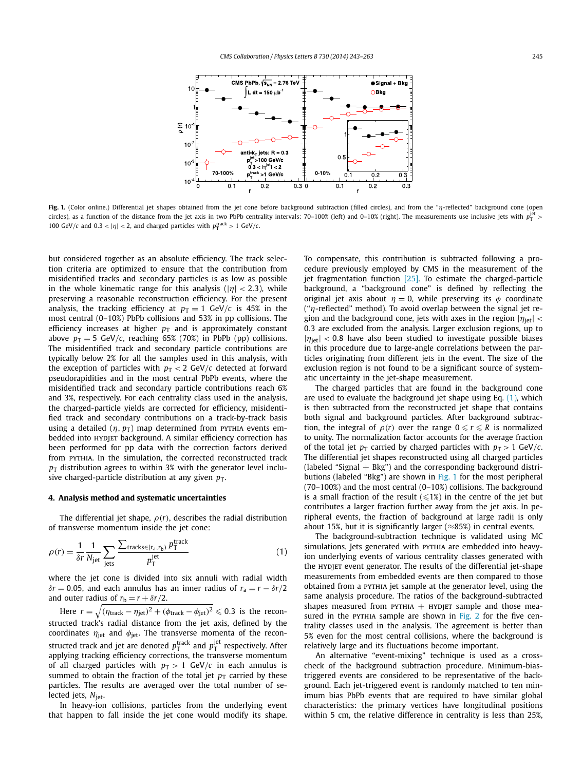**Fig. 1.** (Color online.) Differential jet shapes obtained from the jet cone before background subtraction (filled circles), and from the "$\eta$-reflected" background cone (open circles), as a function of the distance from the jet axis in two PbPb centrality intervals: 70–100% (left) and 0–10% (right). The measurements use inclusive jets with $p_T^{jet} > 100$ GeV/$c$ and $0.3 < |\eta| < 2$, and charged particles with $p_T^{track} > 1$ GeV/$c$.

but considered together as an absolute efficiency. The track selection criteria are optimized to ensure that the contribution from misidentified tracks and secondary particles is as low as possible in the whole kinematic range for this analysis ($|\eta| < 2.3$), while preserving a reasonable reconstruction efficiency. For the present analysis, the tracking efficiency at $p_T = 1$ GeV/$c$ is 45% in the most central (0–10%) PbPb collisions and 53% in pp collisions. The efficiency increases at higher $p_T$ and is approximately constant above $p_T = 5$ GeV/$c$, reaching 65% (70%) in PbPb (pp) collisions. The misidentified track and secondary particle contributions are typically below 2% for all the samples used in this analysis, with the exception of particles with $p_T < 2$ GeV/$c$ detected at forward pseudorapidities and in the most central PbPb events, where the misidentified track and secondary particle contributions reach 6% and 3%, respectively. For each centrality class used in the analysis, the charged-particle yields are corrected for efficiency, misidentified track and secondary contributions on a track-by-track basis using a detailed $(\eta, p_T)$ map determined from PYTHIA events embedded into HYDJET background. A similar efficiency correction has been performed for pp data with the correction factors derived from PYTHIA. In the simulation, the corrected reconstructed track $p_T$ distribution agrees to within 3% with the generator level inclusive charged-particle distribution at any given $p_T$.

## 4. Analysis method and systematic uncertainties

The differential jet shape, $\rho(r)$, describes the radial distribution of transverse momentum inside the jet cone:

$$\rho(r) = \frac{1}{\delta r} \frac{1}{N_{jet}} \sum_{jets} \frac{\sum_{tracks \in [r_a, r_b)} p_T^{track}}{p_T^{jet}} \tag{1}$$

where the jet cone is divided into six annuli with radial width $\delta r = 0.05$, and each annulus has an inner radius of $r_a = r - \delta r/2$ and outer radius of $r_b = r + \delta r/2$.

Here $r = \sqrt{(\eta_{track} - \eta_{jet})^2 + (\phi_{track} - \phi_{jet})^2} \leqslant 0.3$ is the reconstructed track's radial distance from the jet axis, defined by the coordinates $\eta_{jet}$ and $\phi_{jet}$. The transverse momenta of the reconstructed track and jet are denoted $p_T^{track}$ and $p_T^{jet}$ respectively. After applying tracking efficiency corrections, the transverse momentum of all charged particles with $p_T > 1$ GeV/$c$ in each annulus is summed to obtain the fraction of the total jet $p_T$ carried by these particles. The results are averaged over the total number of selected jets, $N_{jet}$.

In heavy-ion collisions, particles from the underlying event that happen to fall inside the jet cone would modify its shape. To compensate, this contribution is subtracted following a procedure previously employed by CMS in the measurement of the jet fragmentation function [25]. To estimate the charged-particle background, a "background cone" is defined by reflecting the original jet axis about $\eta = 0$, while preserving its $\phi$ coordinate ("$\eta$-reflected" method). To avoid overlap between the signal jet region and the background cone, jets with axes in the region $|\eta_{jet}| < 0.3$ are excluded from the analysis. Larger exclusion regions, up to $|\eta_{jet}| < 0.8$ have also been studied to investigate possible biases in this procedure due to large-angle correlations between the particles originating from different jets in the event. The size of the exclusion region is not found to be a significant source of systematic uncertainty in the jet-shape measurement.

The charged particles that are found in the background cone are used to evaluate the background jet shape using Eq. (1), which is then subtracted from the reconstructed jet shape that contains both signal and background particles. After background subtraction, the integral of $\rho(r)$ over the range $0 \leqslant r \leqslant R$ is normalized to unity. The normalization factor accounts for the average fraction of the total jet $p_T$ carried by charged particles with $p_T > 1$ GeV/$c$. The differential jet shapes reconstructed using all charged particles (labeled "Signal + Bkg") and the corresponding background distributions (labeled "Bkg") are shown in Fig. 1 for the most peripheral (70–100%) and the most central (0–10%) collisions. The background is a small fraction of the result ($\leqslant$1%) in the centre of the jet but contributes a larger fraction further away from the jet axis. In peripheral events, the fraction of background at large radii is only about 15%, but it is significantly larger ($\approx$85%) in central events.

The background-subtraction technique is validated using MC simulations. Jets generated with PYTHIA are embedded into heavy-ion underlying events of various centrality classes generated with the HYDJET event generator. The results of the differential jet-shape measurements from embedded events are then compared to those obtained from a PYTHIA jet sample at the generator level, using the same analysis procedure. The ratios of the background-subtracted shapes measured from PYTHIA + HYDJET sample and those measured in the PYTHIA sample are shown in Fig. 2 for the five centrality classes used in the analysis. The agreement is better than 5% even for the most central collisions, where the background is relatively large and its fluctuations become important.

An alternative "event-mixing" technique is used as a cross-check of the background subtraction procedure. Minimum-bias-triggered events are considered to be representative of the background. Each jet-triggered event is randomly matched to ten minimum bias PbPb events that are required to have similar global characteristics: the primary vertices have longitudinal positions within 5 cm, the relative difference in centrality is less than 25%,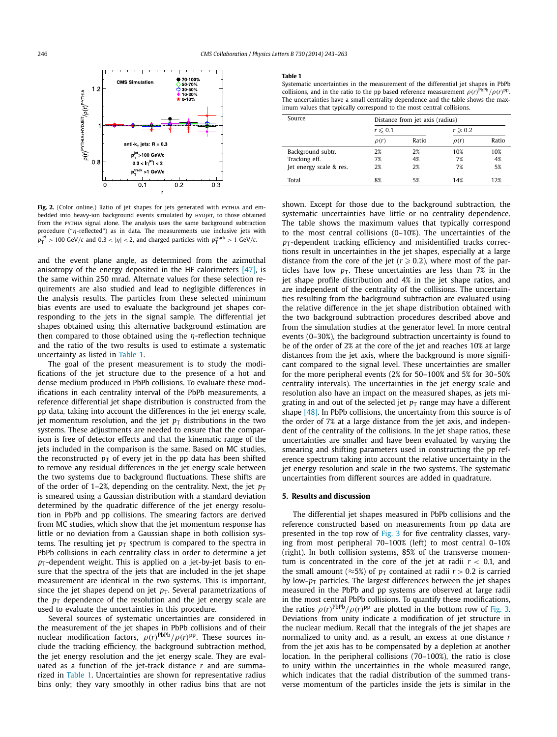**Fig. 2.** (Color online.) Ratio of jet shapes for jets generated with PYTHIA and embedded into heavy-ion background events simulated by HYDJET, to those obtained from the PYTHIA signal alone. The analysis uses the same background subtraction procedure ("$\eta$-reflected") as in data. The measurements use inclusive jets with $p_T^{jet} > 100$ GeV/$c$ and $0.3 < |\eta| < 2$, and charged particles with $p_T^{track} > 1$ GeV/$c$.

and the event plane angle, as determined from the azimuthal anisotropy of the energy deposited in the HF calorimeters [47], is the same within 250 mrad. Alternate values for these selection requirements are also studied and lead to negligible differences in the analysis results. The particles from these selected minimum bias events are used to evaluate the background jet shapes corresponding to the jets in the signal sample. The differential jet shapes obtained using this alternative background estimation are then compared to those obtained using the $\eta$-reflection technique and the ratio of the two results is used to estimate a systematic uncertainty as listed in Table 1.

The goal of the present measurement is to study the modifications of the jet structure due to the presence of a hot and dense medium produced in PbPb collisions. To evaluate these modifications in each centrality interval of the PbPb measurements, a reference differential jet shape distribution is constructed from the pp data, taking into account the differences in the jet energy scale, jet momentum resolution, and the jet $p_T$ distributions in the two systems. These adjustments are needed to ensure that the comparison is free of detector effects and that the kinematic range of the jets included in the comparison is the same. Based on MC studies, the reconstructed $p_T$ of every jet in the pp data has been shifted to remove any residual differences in the jet energy scale between the two systems due to background fluctuations. These shifts are of the order of 1–2%, depending on the centrality. Next, the jet $p_T$ is smeared using a Gaussian distribution with a standard deviation determined by the quadratic difference of the jet energy resolution in PbPb and pp collisions. The smearing factors are derived from MC studies, which show that the jet momentum response has little or no deviation from a Gaussian shape in both collision systems. The resulting jet $p_T$ spectrum is compared to the spectra in PbPb collisions in each centrality class in order to determine a jet $p_T$-dependent weight. This is applied on a jet-by-jet basis to ensure that the spectra of the jets that are included in the jet shape measurement are identical in the two systems. This is important, since the jet shapes depend on jet $p_T$. Several parametrizations of the $p_T$ dependence of the resolution and the jet energy scale are used to evaluate the uncertainties in this procedure.

Several sources of systematic uncertainties are considered in the measurement of the jet shapes in PbPb collisions and of their nuclear modification factors, $\rho(r)^{PbPb}/\rho(r)^{pp}$. These sources include the tracking efficiency, the background subtraction method, the jet energy resolution and the jet energy scale. They are evaluated as a function of the jet-track distance $r$ and are summarized in Table 1. Uncertainties are shown for representative radius bins only; they vary smoothly in other radius bins that are not

**Table 1**
Systematic uncertainties in the measurement of the differential jet shapes in PbPb collisions, and in the ratio to the pp based reference measurement $\rho(r)^{PbPb}/\rho(r)^{pp}$. The uncertainties have a small centrality dependence and the table shows the maximum values that typically correspond to the most central collisions.

| Source | Distance from jet axis (radius) | | | |
|---|---|---|---|---|
| | $r \leqslant 0.1$ | | $r \geqslant 0.2$ | |
| | $\rho(r)$ | Ratio | $\rho(r)$ | Ratio |
| Background subtr. | 2% | 2% | 10% | 10% |
| Tracking eff. | 7% | 4% | 7% | 4% |
| Jet energy scale & res. | 2% | 2% | 7% | 5% |
| Total | 8% | 5% | 14% | 12% |

shown. Except for those due to the background subtraction, the systematic uncertainties have little or no centrality dependence. The table shows the maximum values that typically correspond to the most central collisions (0–10%). The uncertainties of the $p_T$-dependent tracking efficiency and misidentified tracks corrections result in uncertainties in the jet shapes, especially at a large distance from the core of the jet ($r \geqslant 0.2$), where most of the particles have low $p_T$. These uncertainties are less than 7% in the jet shape profile distribution and 4% in the jet shape ratios, and are independent of the centrality of the collisions. The uncertainties resulting from the background subtraction are evaluated using the relative difference in the jet shape distribution obtained with the two background subtraction procedures described above and from the simulation studies at the generator level. In more central events (0–30%), the background subtraction uncertainty is found to be of the order of 2% at the core of the jet and reaches 10% at large distances from the jet axis, where the background is more significant compared to the signal level. These uncertainties are smaller for the more peripheral events (2% for 50–100% and 5% for 30–50% centrality intervals). The uncertainties in the jet energy scale and resolution also have an impact on the measured shapes, as jets migrating in and out of the selected jet $p_T$ range may have a different shape [48]. In PbPb collisions, the uncertainty from this source is of the order of 7% at a large distance from the jet axis, and independent of the centrality of the collisions. In the jet shape ratios, these uncertainties are smaller and have been evaluated by varying the smearing and shifting parameters used in constructing the pp reference spectrum taking into account the relative uncertainty in the jet energy resolution and scale in the two systems. The systematic uncertainties from different sources are added in quadrature.

## 5. Results and discussion

The differential jet shapes measured in PbPb collisions and the reference constructed based on measurements from pp data are presented in the top row of Fig. 3 for five centrality classes, varying from most peripheral 70–100% (left) to most central 0–10% (right). In both collision systems, 85% of the transverse momentum is concentrated in the core of the jet at radii $r < 0.1$, and the small amount ($\approx$5%) of $p_T$ contained at radii $r > 0.2$ is carried by low-$p_T$ particles. The largest differences between the jet shapes measured in the PbPb and pp systems are observed at large radii in the most central PbPb collisions. To quantify these modifications, the ratios $\rho(r)^{PbPb}/\rho(r)^{pp}$ are plotted in the bottom row of Fig. 3. Deviations from unity indicate a modification of jet structure in the nuclear medium. Recall that the integrals of the jet shapes are normalized to unity and, as a result, an excess at one distance $r$ from the jet axis has to be compensated by a depletion at another location. In the peripheral collisions (70–100%), the ratio is close to unity within the uncertainties in the whole measured range, which indicates that the radial distribution of the summed transverse momentum of the particles inside the jets is similar in the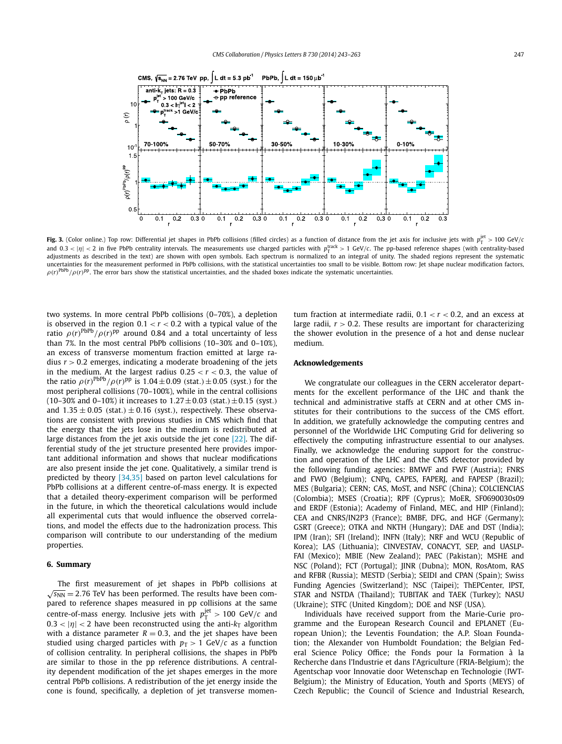**Fig. 3.** (Color online.) Top row: Differential jet shapes in PbPb collisions (filled circles) as a function of distance from the jet axis for inclusive jets with $p_T^{jet} > 100$ GeV/$c$ and $0.3 < |\eta| < 2$ in five PbPb centrality intervals. The measurements use charged particles with $p_T^{track} > 1$ GeV/$c$. The pp-based reference shapes (with centrality-based adjustments as described in the text) are shown with open symbols. Each spectrum is normalized to an integral of unity. The shaded regions represent the systematic uncertainties for the measurement performed in PbPb collisions, with the statistical uncertainties too small to be visible. Bottom row: Jet shape nuclear modification factors, $\rho(r)^{\text{PbPb}}/\rho(r)^{\text{pp}}$. The error bars show the statistical uncertainties, and the shaded boxes indicate the systematic uncertainties.

two systems. In more central PbPb collisions (0–70%), a depletion is observed in the region $0.1 < r < 0.2$ with a typical value of the ratio $\rho(r)^{\text{PbPb}}/\rho(r)^{\text{pp}}$ around 0.84 and a total uncertainty of less than 7%. In the most central PbPb collisions (10–30% and 0–10%), an excess of transverse momentum fraction emitted at large radius $r > 0.2$ emerges, indicating a moderate broadening of the jets in the medium. At the largest radius $0.25 < r < 0.3$, the value of the ratio $\rho(r)^{\text{PbPb}}/\rho(r)^{\text{pp}}$ is $1.04 \pm 0.09$ (stat.) $\pm 0.05$ (syst.) for the most peripheral collisions (70–100%), while in the central collisions (10–30% and 0–10%) it increases to $1.27 \pm 0.03$ (stat.) $\pm 0.15$ (syst.) and $1.35 \pm 0.05$ (stat.) $\pm 0.16$ (syst.), respectively. These observations are consistent with previous studies in CMS which find that the energy that the jets lose in the medium is redistributed at large distances from the jet axis outside the jet cone [22]. The differential study of the jet structure presented here provides important additional information and shows that nuclear modifications are also present inside the jet cone. Qualitatively, a similar trend is predicted by theory [34,35] based on parton level calculations for PbPb collisions at a different centre-of-mass energy. It is expected that a detailed theory-experiment comparison will be performed in the future, in which the theoretical calculations would include all experimental cuts that would influence the observed correlations, and model the effects due to the hadronization process. This comparison will contribute to our understanding of the medium properties.

## 6. Summary

The first measurement of jet shapes in PbPb collisions at $\sqrt{s_{NN}} = 2.76$ TeV has been performed. The results have been compared to reference shapes measured in pp collisions at the same centre-of-mass energy. Inclusive jets with $p_T^{jet} > 100$ GeV/$c$ and $0.3 < |\eta| < 2$ have been reconstructed using the anti-$k_T$ algorithm with a distance parameter $R = 0.3$, and the jet shapes have been studied using charged particles with $p_T > 1$ GeV/$c$ as a function of collision centrality. In peripheral collisions, the shapes in PbPb are similar to those in the pp reference distributions. A centrality dependent modification of the jet shapes emerges in the more central PbPb collisions. A redistribution of the jet energy inside the cone is found, specifically, a depletion of jet transverse momentum fraction at intermediate radii, $0.1 < r < 0.2$, and an excess at large radii, $r > 0.2$. These results are important for characterizing the shower evolution in the presence of a hot and dense nuclear medium.

## Acknowledgements

We congratulate our colleagues in the CERN accelerator departments for the excellent performance of the LHC and thank the technical and administrative staffs at CERN and at other CMS institutes for their contributions to the success of the CMS effort. In addition, we gratefully acknowledge the computing centres and personnel of the Worldwide LHC Computing Grid for delivering so effectively the computing infrastructure essential to our analyses. Finally, we acknowledge the enduring support for the construction and operation of the LHC and the CMS detector provided by the following funding agencies: BMWF and FWF (Austria); FNRS and FWO (Belgium); CNPq, CAPES, FAPERJ, and FAPESP (Brazil); MES (Bulgaria); CERN; CAS, MoST, and NSFC (China); COLCIENCIAS (Colombia); MSES (Croatia); RPF (Cyprus); MoER, SF0690030s09 and ERDF (Estonia); Academy of Finland, MEC, and HIP (Finland); CEA and CNRS/IN2P3 (France); BMBF, DFG, and HGF (Germany); GSRT (Greece); OTKA and NKTH (Hungary); DAE and DST (India); IPM (Iran); SFI (Ireland); INFN (Italy); NRF and WCU (Republic of Korea); LAS (Lithuania); CINVESTAV, CONACYT, SEP, and UASLP-FAI (Mexico); MBIE (New Zealand); PAEC (Pakistan); MSHE and NSC (Poland); FCT (Portugal); JINR (Dubna); MON, RosAtom, RAS and RFBR (Russia); MESTD (Serbia); SEIDI and CPAN (Spain); Swiss Funding Agencies (Switzerland); NSC (Taipei); ThEPCenter, IPST, STAR and NSTDA (Thailand); TUBITAK and TAEK (Turkey); NASU (Ukraine); STFC (United Kingdom); DOE and NSF (USA).

Individuals have received support from the Marie-Curie programme and the European Research Council and EPLANET (European Union); the Leventis Foundation; the A.P. Sloan Foundation; the Alexander von Humboldt Foundation; the Belgian Federal Science Policy Office; the Fonds pour la Formation à la Recherche dans l'Industrie et dans l'Agriculture (FRIA-Belgium); the Agentschap voor Innovatie door Wetenschap en Technologie (IWT-Belgium); the Ministry of Education, Youth and Sports (MEYS) of Czech Republic; the Council of Science and Industrial Research,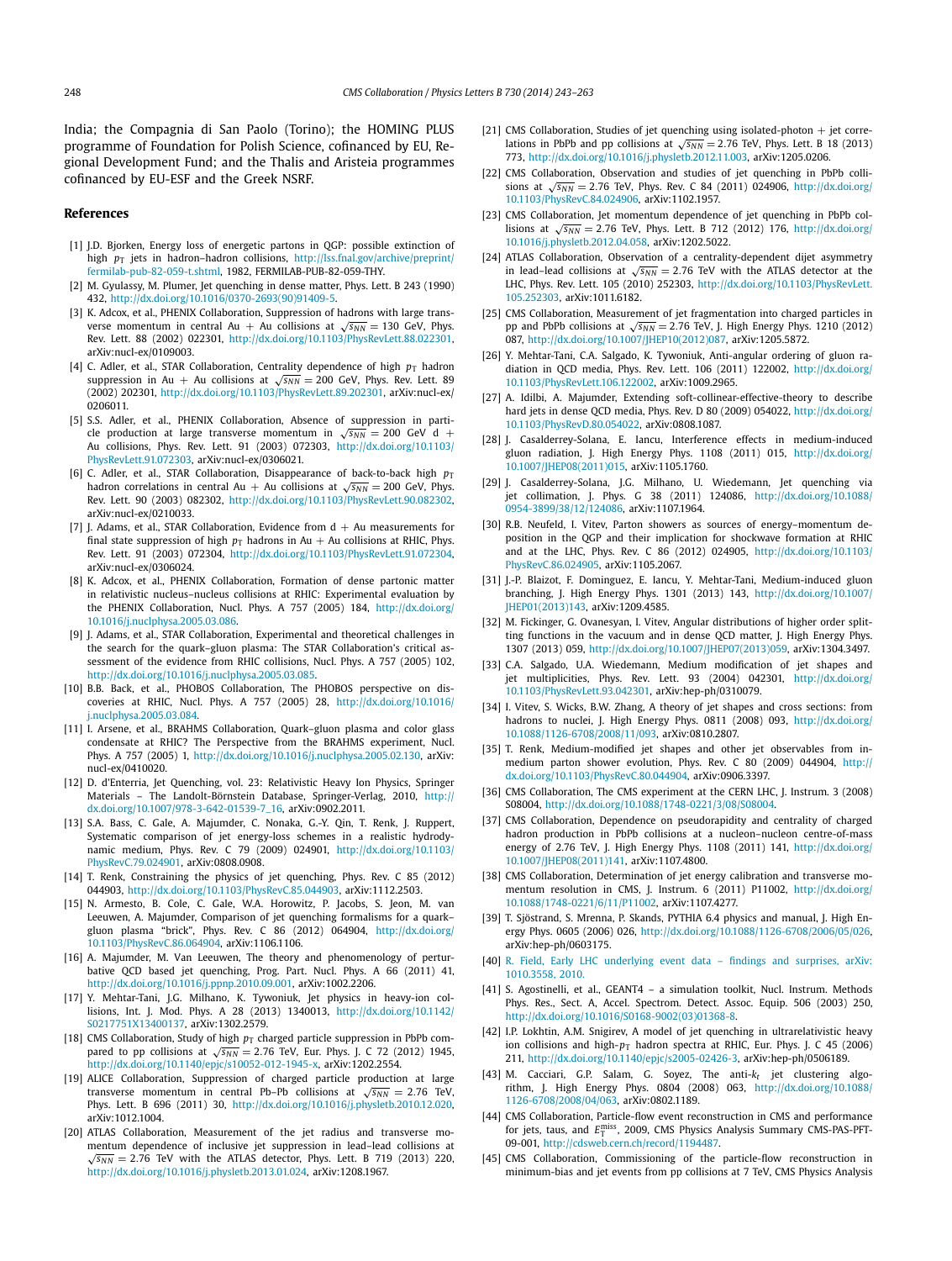India; the Compagnia di San Paolo (Torino); the HOMING PLUS programme of Foundation for Polish Science, cofinanced by EU, Regional Development Fund; and the Thalis and Aristeia programmes cofinanced by EU-ESF and the Greek NSRF.

## References

[1] J.D. Bjorken, Energy loss of energetic partons in QGP: possible extinction of high $p_T$ jets in hadron–hadron collisions, http://lss.fnal.gov/archive/preprint/fermilab-pub-82-059-t.shtml, 1982, FERMILAB-PUB-82-059-THY.

[2] M. Gyulassy, M. Plumer, Jet quenching in dense matter, Phys. Lett. B 243 (1990) 432, http://dx.doi.org/10.1016/0370-2693(90)91409-5.

[3] K. Adcox, et al., PHENIX Collaboration, Suppression of hadrons with large transverse momentum in central Au + Au collisions at $\sqrt{s_{NN}} = 130$ GeV, Phys. Rev. Lett. 88 (2002) 022301, http://dx.doi.org/10.1103/PhysRevLett.88.022301, arXiv:nucl-ex/0109003.

[4] C. Adler, et al., STAR Collaboration, Centrality dependence of high $p_T$ hadron suppression in Au + Au collisions at $\sqrt{s_{NN}} = 200$ GeV, Phys. Rev. Lett. 89 (2002) 202301, http://dx.doi.org/10.1103/PhysRevLett.89.202301, arXiv:nucl-ex/0206011.

[5] S.S. Adler, et al., PHENIX Collaboration, Absence of suppression in particle production at large transverse momentum in $\sqrt{s_{NN}} = 200$ GeV d + Au collisions, Phys. Rev. Lett. 91 (2003) 072303, http://dx.doi.org/10.1103/PhysRevLett.91.072303, arXiv:nucl-ex/0306021.

[6] C. Adler, et al., STAR Collaboration, Disappearance of back-to-back high $p_T$ hadron correlations in central Au + Au collisions at $\sqrt{s_{NN}} = 200$ GeV, Phys. Rev. Lett. 90 (2003) 082302, http://dx.doi.org/10.1103/PhysRevLett.90.082302, arXiv:nucl-ex/0210033.

[7] J. Adams, et al., STAR Collaboration, Evidence from d + Au measurements for final state suppression of high $p_T$ hadrons in Au + Au collisions at RHIC, Phys. Rev. Lett. 91 (2003) 072304, http://dx.doi.org/10.1103/PhysRevLett.91.072304, arXiv:nucl-ex/0306024.

[8] K. Adcox, et al., PHENIX Collaboration, Formation of dense partonic matter in relativistic nucleus–nucleus collisions at RHIC: Experimental evaluation by the PHENIX Collaboration, Nucl. Phys. A 757 (2005) 184, http://dx.doi.org/10.1016/j.nuclphysa.2005.03.086.

[9] J. Adams, et al., STAR Collaboration, Experimental and theoretical challenges in the search for the quark–gluon plasma: The STAR Collaboration's critical assessment of the evidence from RHIC collisions, Nucl. Phys. A 757 (2005) 102, http://dx.doi.org/10.1016/j.nuclphysa.2005.03.085.

[10] B.B. Back, et al., PHOBOS Collaboration, The PHOBOS perspective on discoveries at RHIC, Nucl. Phys. A 757 (2005) 28, http://dx.doi.org/10.1016/j.nuclphysa.2005.03.084.

[11] I. Arsene, et al., BRAHMS Collaboration, Quark–gluon plasma and color glass condensate at RHIC? The Perspective from the BRAHMS experiment, Nucl. Phys. A 757 (2005) 1, http://dx.doi.org/10.1016/j.nuclphysa.2005.02.130, arXiv:nucl-ex/0410020.

[12] D. d'Enterria, Jet Quenching, vol. 23: Relativistic Heavy Ion Physics, Springer Materials – The Landolt-Börnstein Database, Springer-Verlag, 2010, http://dx.doi.org/10.1007/978-3-642-01539-7_16, arXiv:0902.2011.

[13] S.A. Bass, C. Gale, A. Majumder, C. Nonaka, G.-Y. Qin, T. Renk, J. Ruppert, Systematic comparison of jet energy-loss schemes in a realistic hydrodynamic medium, Phys. Rev. C 79 (2009) 024901, http://dx.doi.org/10.1103/PhysRevC.79.024901, arXiv:0808.0908.

[14] T. Renk, Constraining the physics of jet quenching, Phys. Rev. C 85 (2012) 044903, http://dx.doi.org/10.1103/PhysRevC.85.044903, arXiv:1112.2503.

[15] N. Armesto, B. Cole, C. Gale, W.A. Horowitz, P. Jacobs, S. Jeon, M. van Leeuwen, A. Majumder, Comparison of jet quenching formalisms for a quark–gluon plasma "brick", Phys. Rev. C 86 (2012) 064904, http://dx.doi.org/10.1103/PhysRevC.86.064904, arXiv:1106.1106.

[16] A. Majumder, M. Van Leeuwen, The theory and phenomenology of perturbative QCD based jet quenching, Prog. Part. Nucl. Phys. A 66 (2011) 41, http://dx.doi.org/10.1016/j.ppnp.2010.09.001, arXiv:1002.2206.

[17] Y. Mehtar-Tani, J.G. Milhano, K. Tywoniuk, Jet physics in heavy-ion collisions, Int. J. Mod. Phys. A 28 (2013) 1340013, http://dx.doi.org/10.1142/S0217751X13400137, arXiv:1302.2579.

[18] CMS Collaboration, Study of high $p_T$ charged particle suppression in PbPb compared to pp collisions at $\sqrt{s_{NN}} = 2.76$ TeV, Eur. Phys. J. C 72 (2012) 1945, http://dx.doi.org/10.1140/epjc/s10052-012-1945-x, arXiv:1202.2554.

[19] ALICE Collaboration, Suppression of charged particle production at large transverse momentum in central Pb–Pb collisions at $\sqrt{s_{NN}} = 2.76$ TeV, Phys. Lett. B 696 (2011) 30, http://dx.doi.org/10.1016/j.physletb.2010.12.020, arXiv:1012.1004.

[20] ATLAS Collaboration, Measurement of the jet radius and transverse momentum dependence of inclusive jet suppression in lead–lead collisions at $\sqrt{s_{NN}} = 2.76$ TeV with the ATLAS detector, Phys. Lett. B 719 (2013) 220, http://dx.doi.org/10.1016/j.physletb.2013.01.024, arXiv:1208.1967.

[21] CMS Collaboration, Studies of jet quenching using isolated-photon + jet correlations in PbPb and pp collisions at $\sqrt{s_{NN}} = 2.76$ TeV, Phys. Lett. B 18 (2013) 773, http://dx.doi.org/10.1016/j.physletb.2012.11.003, arXiv:1205.0206.

[22] CMS Collaboration, Observation and studies of jet quenching in PbPb collisions at $\sqrt{s_{NN}} = 2.76$ TeV, Phys. Rev. C 84 (2011) 024906, http://dx.doi.org/10.1103/PhysRevC.84.024906, arXiv:1102.1957.

[23] CMS Collaboration, Jet momentum dependence of jet quenching in PbPb collisions at $\sqrt{s_{NN}} = 2.76$ TeV, Phys. Lett. B 712 (2012) 176, http://dx.doi.org/10.1016/j.physletb.2012.04.058, arXiv:1202.5022.

[24] ATLAS Collaboration, Observation of a centrality-dependent dijet asymmetry in lead–lead collisions at $\sqrt{s_{NN}} = 2.76$ TeV with the ATLAS detector at the LHC, Phys. Rev. Lett. 105 (2010) 252303, http://dx.doi.org/10.1103/PhysRevLett.105.252303, arXiv:1011.6182.

[25] CMS Collaboration, Measurement of jet fragmentation into charged particles in pp and PbPb collisions at $\sqrt{s_{NN}} = 2.76$ TeV, J. High Energy Phys. 1210 (2012) 087, http://dx.doi.org/10.1007/JHEP10(2012)087, arXiv:1205.5872.

[26] Y. Mehtar-Tani, C.A. Salgado, K. Tywoniuk, Anti-angular ordering of gluon radiation in QCD media, Phys. Rev. Lett. 106 (2011) 122002, http://dx.doi.org/10.1103/PhysRevLett.106.122002, arXiv:1009.2965.

[27] A. Idilbi, A. Majumder, Extending soft-collinear-effective-theory to describe hard jets in dense QCD media, Phys. Rev. D 80 (2009) 054022, http://dx.doi.org/10.1103/PhysRevD.80.054022, arXiv:0808.1087.

[28] J. Casalderrey-Solana, E. Iancu, Interference effects in medium-induced gluon radiation, J. High Energy Phys. 1108 (2011) 015, http://dx.doi.org/10.1007/JHEP08(2011)015, arXiv:1105.1760.

[29] J. Casalderrey-Solana, J.G. Milhano, U. Wiedemann, Jet quenching via jet collimation, J. Phys. G 38 (2011) 124086, http://dx.doi.org/10.1088/0954-3899/38/12/124086, arXiv:1107.1964.

[30] R.B. Neufeld, I. Vitev, Parton showers as sources of energy–momentum deposition in the QGP and their implication for shockwave formation at RHIC and at the LHC, Phys. Rev. C 86 (2012) 024905, http://dx.doi.org/10.1103/PhysRevC.86.024905, arXiv:1105.2067.

[31] J.-P. Blaizot, F. Dominguez, E. Iancu, Y. Mehtar-Tani, Medium-induced gluon branching, J. High Energy Phys. 1301 (2013) 143, http://dx.doi.org/10.1007/JHEP01(2013)143, arXiv:1209.4585.

[32] M. Fickinger, G. Ovanesyan, I. Vitev, Angular distributions of higher order splitting functions in the vacuum and in dense QCD matter, J. High Energy Phys. 1307 (2013) 059, http://dx.doi.org/10.1007/JHEP07(2013)059, arXiv:1304.3497.

[33] C.A. Salgado, U.A. Wiedemann, Medium modification of jet shapes and jet multiplicities, Phys. Rev. Lett. 93 (2004) 042301, http://dx.doi.org/10.1103/PhysRevLett.93.042301, arXiv:hep-ph/0310079.

[34] I. Vitev, S. Wicks, B.W. Zhang, A theory of jet shapes and cross sections: from hadrons to nuclei, J. High Energy Phys. 0811 (2008) 093, http://dx.doi.org/10.1088/1126-6708/2008/11/093, arXiv:0810.2807.

[35] T. Renk, Medium-modified jet shapes and other jet observables from in-medium parton shower evolution, Phys. Rev. C 80 (2009) 044904, http://dx.doi.org/10.1103/PhysRevC.80.044904, arXiv:0906.3397.

[36] CMS Collaboration, The CMS experiment at the CERN LHC, J. Instrum. 3 (2008) S08004, http://dx.doi.org/10.1088/1748-0221/3/08/S08004.

[37] CMS Collaboration, Dependence on pseudorapidity and centrality of charged hadron production in PbPb collisions at a nucleon–nucleon centre-of-mass energy of 2.76 TeV, J. High Energy Phys. 1108 (2011) 141, http://dx.doi.org/10.1007/JHEP08(2011)141, arXiv:1107.4800.

[38] CMS Collaboration, Determination of jet energy calibration and transverse momentum resolution in CMS, J. Instrum. 6 (2011) P11002, http://dx.doi.org/10.1088/1748-0221/6/11/P11002, arXiv:1107.4277.

[39] T. Sjöstrand, S. Mrenna, P. Skands, PYTHIA 6.4 physics and manual, J. High Energy Phys. 0605 (2006) 026, http://dx.doi.org/10.1088/1126-6708/2006/05/026, arXiv:hep-ph/0603175.

[40] R. Field, Early LHC underlying event data – findings and surprises, arXiv:1010.3558, 2010.

[41] S. Agostinelli, et al., GEANT4 – a simulation toolkit, Nucl. Instrum. Methods Phys. Res., Sect. A, Accel. Spectrom. Detect. Assoc. Equip. 506 (2003) 250, http://dx.doi.org/10.1016/S0168-9002(03)01368-8.

[42] I.P. Lokhtin, A.M. Snigirev, A model of jet quenching in ultrarelativistic heavy ion collisions and high-$p_T$ hadron spectra at RHIC, Eur. Phys. J. C 45 (2006) 211, http://dx.doi.org/10.1140/epjc/s2005-02426-3, arXiv:hep-ph/0506189.

[43] M. Cacciari, G.P. Salam, G. Soyez, The anti-$k_t$ jet clustering algorithm, J. High Energy Phys. 0804 (2008) 063, http://dx.doi.org/10.1088/1126-6708/2008/04/063, arXiv:0802.1189.

[44] CMS Collaboration, Particle-flow event reconstruction in CMS and performance for jets, taus, and $E_T^{miss}$, 2009, CMS Physics Analysis Summary CMS-PAS-PFT-09-001, http://cdsweb.cern.ch/record/1194487.

[45] CMS Collaboration, Commissioning of the particle-flow reconstruction in minimum-bias and jet events from pp collisions at 7 TeV, CMS Physics Analysis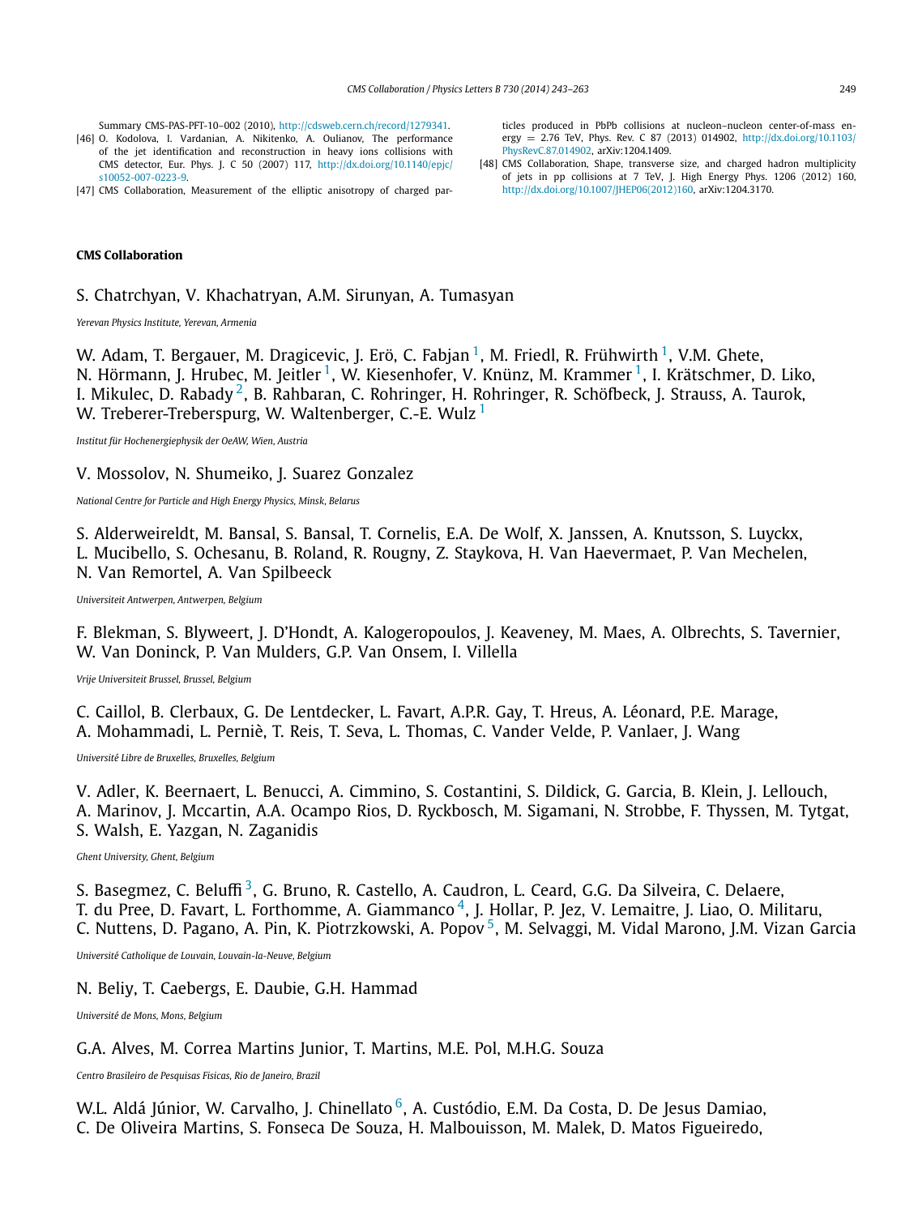Summary CMS-PAS-PFT-10-002 (2010), http://cdsweb.cern.ch/record/1279341.

[46] O. Kodolova, I. Vardanian, A. Nikitenko, A. Oulianov, The performance of the jet identification and reconstruction in heavy ions collisions with CMS detector, Eur. Phys. J. C 50 (2007) 117, http://dx.doi.org/10.1140/epjc/s10052-007-0223-9.

[47] CMS Collaboration, Measurement of the elliptic anisotropy of charged particles produced in PbPb collisions at nucleon–nucleon center-of-mass energy = 2.76 TeV, Phys. Rev. C 87 (2013) 014902, http://dx.doi.org/10.1103/PhysRevC.87.014902, arXiv:1204.1409.

[48] CMS Collaboration, Shape, transverse size, and charged hadron multiplicity of jets in pp collisions at 7 TeV, J. High Energy Phys. 1206 (2012) 160, http://dx.doi.org/10.1007/JHEP06(2012)160, arXiv:1204.3170.

**CMS Collaboration**

S. Chatrchyan, V. Khachatryan, A.M. Sirunyan, A. Tumasyan

*Yerevan Physics Institute, Yerevan, Armenia*

W. Adam, T. Bergauer, M. Dragicevic, J. Erö, C. Fabjan [1], M. Friedl, R. Frühwirth [1], V.M. Ghete, N. Hörmann, J. Hrubec, M. Jeitler [1], W. Kiesenhofer, V. Knünz, M. Krammer [1], I. Krätschmer, D. Liko, I. Mikulec, D. Rabady [2], B. Rahbaran, C. Rohringer, H. Rohringer, R. Schöfbeck, J. Strauss, A. Taurok, W. Treberer-Treberspurg, W. Waltenberger, C.-E. Wulz [1]

*Institut für Hochenergiephysik der OeAW, Wien, Austria*

V. Mossolov, N. Shumeiko, J. Suarez Gonzalez

*National Centre for Particle and High Energy Physics, Minsk, Belarus*

S. Alderweireldt, M. Bansal, S. Bansal, T. Cornelis, E.A. De Wolf, X. Janssen, A. Knutsson, S. Luyckx, L. Mucibello, S. Ochesanu, B. Roland, R. Rougny, Z. Staykova, H. Van Haevermaet, P. Van Mechelen, N. Van Remortel, A. Van Spilbeeck

*Universiteit Antwerpen, Antwerpen, Belgium*

F. Blekman, S. Blyweert, J. D'Hondt, A. Kalogeropoulos, J. Keaveney, M. Maes, A. Olbrechts, S. Tavernier, W. Van Doninck, P. Van Mulders, G.P. Van Onsem, I. Villella

*Vrije Universiteit Brussel, Brussel, Belgium*

C. Caillol, B. Clerbaux, G. De Lentdecker, L. Favart, A.P.R. Gay, T. Hreus, A. Léonard, P.E. Marage, A. Mohammadi, L. Perniè, T. Reis, T. Seva, L. Thomas, C. Vander Velde, P. Vanlaer, J. Wang

*Université Libre de Bruxelles, Bruxelles, Belgium*

V. Adler, K. Beernaert, L. Benucci, A. Cimmino, S. Costantini, S. Dildick, G. Garcia, B. Klein, J. Lellouch, A. Marinov, J. Mccartin, A.A. Ocampo Rios, D. Ryckbosch, M. Sigamani, N. Strobbe, F. Thyssen, M. Tytgat, S. Walsh, E. Yazgan, N. Zaganidis

*Ghent University, Ghent, Belgium*

S. Basegmez, C. Beluffi [3], G. Bruno, R. Castello, A. Caudron, L. Ceard, G.G. Da Silveira, C. Delaere, T. du Pree, D. Favart, L. Forthomme, A. Giammanco [4], J. Hollar, P. Jez, V. Lemaitre, J. Liao, O. Militaru, C. Nuttens, D. Pagano, A. Pin, K. Piotrzkowski, A. Popov [5], M. Selvaggi, M. Vidal Marono, J.M. Vizan Garcia

*Université Catholique de Louvain, Louvain-la-Neuve, Belgium*

N. Beliy, T. Caebergs, E. Daubie, G.H. Hammad

*Université de Mons, Mons, Belgium*

G.A. Alves, M. Correa Martins Junior, T. Martins, M.E. Pol, M.H.G. Souza

*Centro Brasileiro de Pesquisas Fisicas, Rio de Janeiro, Brazil*

W.L. Aldá Júnior, W. Carvalho, J. Chinellato [6], A. Custódio, E.M. Da Costa, D. De Jesus Damiao, C. De Oliveira Martins, S. Fonseca De Souza, H. Malbouisson, M. Malek, D. Matos Figueiredo,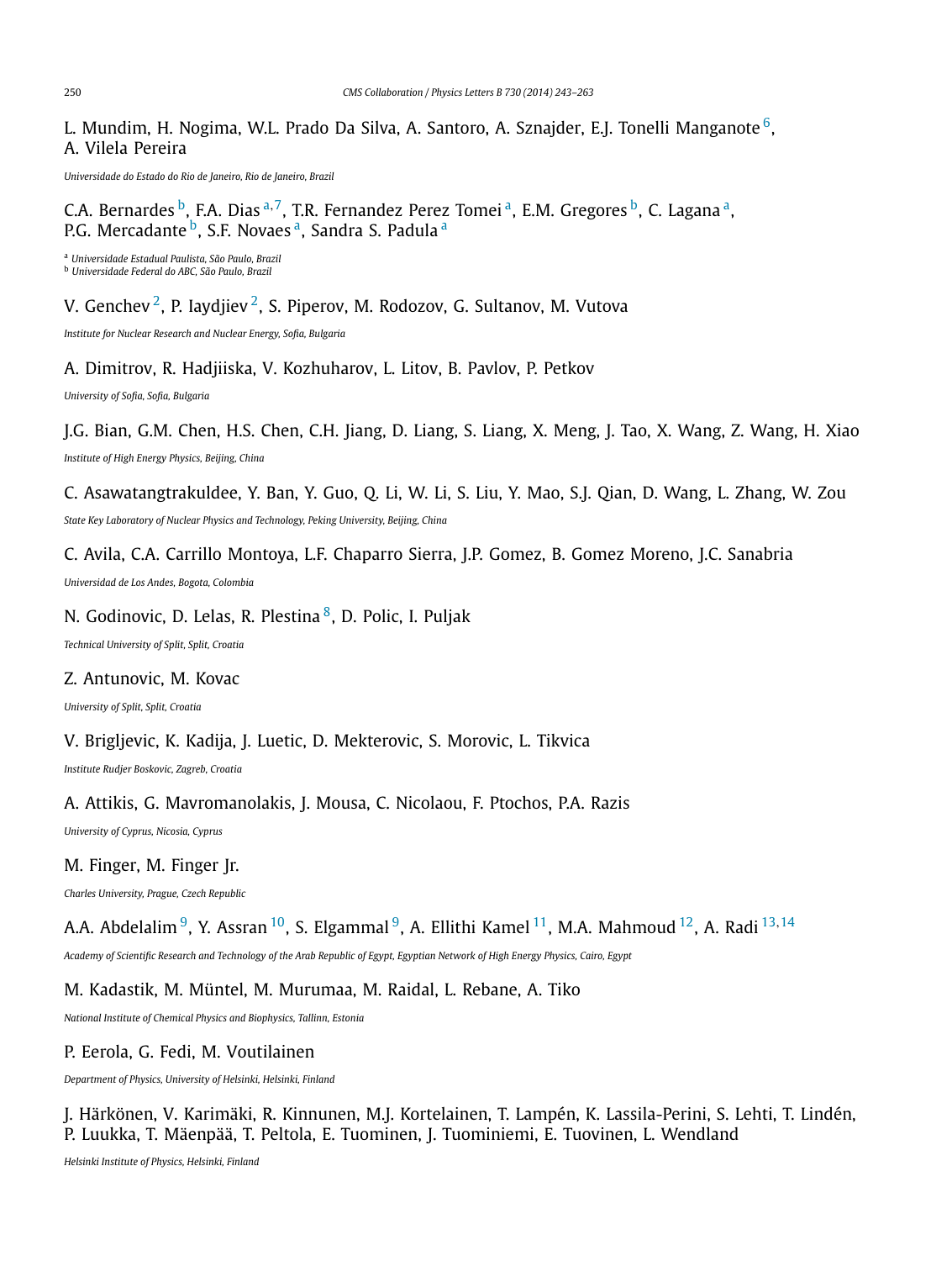L. Mundim, H. Nogima, W.L. Prado Da Silva, A. Santoro, A. Sznajder, E.J. Tonelli Manganote [6], A. Vilela Pereira

*Universidade do Estado do Rio de Janeiro, Rio de Janeiro, Brazil*

C.A. Bernardes [b], F.A. Dias [a,7], T.R. Fernandez Perez Tomei [a], E.M. Gregores [b], C. Lagana [a], P.G. Mercadante [b], S.F. Novaes [a], Sandra S. Padula [a]

[a] *Universidade Estadual Paulista, São Paulo, Brazil*
[b] *Universidade Federal do ABC, São Paulo, Brazil*

V. Genchev [2], P. Iaydjiev [2], S. Piperov, M. Rodozov, G. Sultanov, M. Vutova

*Institute for Nuclear Research and Nuclear Energy, Sofia, Bulgaria*

A. Dimitrov, R. Hadjiiska, V. Kozhuharov, L. Litov, B. Pavlov, P. Petkov

*University of Sofia, Sofia, Bulgaria*

J.G. Bian, G.M. Chen, H.S. Chen, C.H. Jiang, D. Liang, S. Liang, X. Meng, J. Tao, X. Wang, Z. Wang, H. Xiao

*Institute of High Energy Physics, Beijing, China*

C. Asawatangtrakuldee, Y. Ban, Y. Guo, Q. Li, W. Li, S. Liu, Y. Mao, S.J. Qian, D. Wang, L. Zhang, W. Zou

*State Key Laboratory of Nuclear Physics and Technology, Peking University, Beijing, China*

C. Avila, C.A. Carrillo Montoya, L.F. Chaparro Sierra, J.P. Gomez, B. Gomez Moreno, J.C. Sanabria

*Universidad de Los Andes, Bogota, Colombia*

N. Godinovic, D. Lelas, R. Plestina [8], D. Polic, I. Puljak

*Technical University of Split, Split, Croatia*

Z. Antunovic, M. Kovac

*University of Split, Split, Croatia*

V. Brigljevic, K. Kadija, J. Luetic, D. Mekterovic, S. Morovic, L. Tikvica

*Institute Rudjer Boskovic, Zagreb, Croatia*

A. Attikis, G. Mavromanolakis, J. Mousa, C. Nicolaou, F. Ptochos, P.A. Razis

*University of Cyprus, Nicosia, Cyprus*

M. Finger, M. Finger Jr.

*Charles University, Prague, Czech Republic*

A.A. Abdelalim [9], Y. Assran [10], S. Elgammal [9], A. Ellithi Kamel [11], M.A. Mahmoud [12], A. Radi [13,14]

*Academy of Scientific Research and Technology of the Arab Republic of Egypt, Egyptian Network of High Energy Physics, Cairo, Egypt*

M. Kadastik, M. Müntel, M. Murumaa, M. Raidal, L. Rebane, A. Tiko

*National Institute of Chemical Physics and Biophysics, Tallinn, Estonia*

P. Eerola, G. Fedi, M. Voutilainen

*Department of Physics, University of Helsinki, Helsinki, Finland*

J. Härkönen, V. Karimäki, R. Kinnunen, M.J. Kortelainen, T. Lampén, K. Lassila-Perini, S. Lehti, T. Lindén, P. Luukka, T. Mäenpää, T. Peltola, E. Tuominen, J. Tuominiemi, E. Tuovinen, L. Wendland

*Helsinki Institute of Physics, Helsinki, Finland*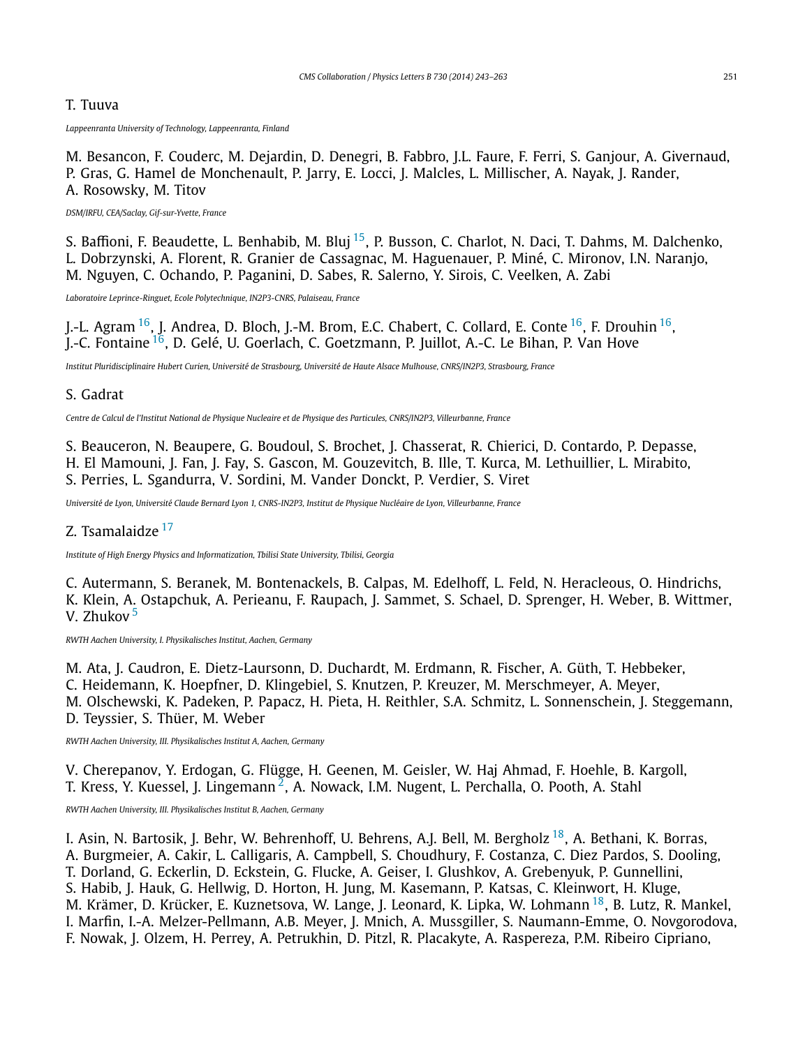T. Tuuva

*Lappeenranta University of Technology, Lappeenranta, Finland*

M. Besancon, F. Couderc, M. Dejardin, D. Denegri, B. Fabbro, J.L. Faure, F. Ferri, S. Ganjour, A. Givernaud, P. Gras, G. Hamel de Monchenault, P. Jarry, E. Locci, J. Malcles, L. Millischer, A. Nayak, J. Rander, A. Rosowsky, M. Titov

*DSM/IRFU, CEA/Saclay, Gif-sur-Yvette, France*

S. Baffioni, F. Beaudette, L. Benhabib, M. Bluj [15], P. Busson, C. Charlot, N. Daci, T. Dahms, M. Dalchenko, L. Dobrzynski, A. Florent, R. Granier de Cassagnac, M. Haguenauer, P. Miné, C. Mironov, I.N. Naranjo, M. Nguyen, C. Ochando, P. Paganini, D. Sabes, R. Salerno, Y. Sirois, C. Veelken, A. Zabi

*Laboratoire Leprince-Ringuet, Ecole Polytechnique, IN2P3-CNRS, Palaiseau, France*

J.-L. Agram [16], J. Andrea, D. Bloch, J.-M. Brom, E.C. Chabert, C. Collard, E. Conte [16], F. Drouhin [16], J.-C. Fontaine [16], D. Gelé, U. Goerlach, C. Goetzmann, P. Juillot, A.-C. Le Bihan, P. Van Hove

*Institut Pluridisciplinaire Hubert Curien, Université de Strasbourg, Université de Haute Alsace Mulhouse, CNRS/IN2P3, Strasbourg, France*

S. Gadrat

*Centre de Calcul de l'Institut National de Physique Nucleaire et de Physique des Particules, CNRS/IN2P3, Villeurbanne, France*

S. Beauceron, N. Beaupere, G. Boudoul, S. Brochet, J. Chasserat, R. Chierici, D. Contardo, P. Depasse, H. El Mamouni, J. Fan, J. Fay, S. Gascon, M. Gouzevitch, B. Ille, T. Kurca, M. Lethuillier, L. Mirabito, S. Perries, L. Sgandurra, V. Sordini, M. Vander Donckt, P. Verdier, S. Viret

*Université de Lyon, Université Claude Bernard Lyon 1, CNRS-IN2P3, Institut de Physique Nucléaire de Lyon, Villeurbanne, France*

Z. Tsamalaidze [17]

*Institute of High Energy Physics and Informatization, Tbilisi State University, Tbilisi, Georgia*

C. Autermann, S. Beranek, M. Bontenackels, B. Calpas, M. Edelhoff, L. Feld, N. Heracleous, O. Hindrichs, K. Klein, A. Ostapchuk, A. Perieanu, F. Raupach, J. Sammet, S. Schael, D. Sprenger, H. Weber, B. Wittmer, V. Zhukov [5]

*RWTH Aachen University, I. Physikalisches Institut, Aachen, Germany*

M. Ata, J. Caudron, E. Dietz-Laursonn, D. Duchardt, M. Erdmann, R. Fischer, A. Güth, T. Hebbeker, C. Heidemann, K. Hoepfner, D. Klingebiel, S. Knutzen, P. Kreuzer, M. Merschmeyer, A. Meyer, M. Olschewski, K. Padeken, P. Papacz, H. Pieta, H. Reithler, S.A. Schmitz, L. Sonnenschein, J. Steggemann, D. Teyssier, S. Thüer, M. Weber

*RWTH Aachen University, III. Physikalisches Institut A, Aachen, Germany*

V. Cherepanov, Y. Erdogan, G. Flügge, H. Geenen, M. Geisler, W. Haj Ahmad, F. Hoehle, B. Kargoll, T. Kress, Y. Kuessel, J. Lingemann [2], A. Nowack, I.M. Nugent, L. Perchalla, O. Pooth, A. Stahl

*RWTH Aachen University, III. Physikalisches Institut B, Aachen, Germany*

I. Asin, N. Bartosik, J. Behr, W. Behrenhoff, U. Behrens, A.J. Bell, M. Bergholz [18], A. Bethani, K. Borras, A. Burgmeier, A. Cakir, L. Calligaris, A. Campbell, S. Choudhury, F. Costanza, C. Diez Pardos, S. Dooling, T. Dorland, G. Eckerlin, D. Eckstein, G. Flucke, A. Geiser, I. Glushkov, A. Grebenyuk, P. Gunnellini, S. Habib, J. Hauk, G. Hellwig, D. Horton, H. Jung, M. Kasemann, P. Katsas, C. Kleinwort, H. Kluge, M. Krämer, D. Krücker, E. Kuznetsova, W. Lange, J. Leonard, K. Lipka, W. Lohmann [18], B. Lutz, R. Mankel, I. Marfin, I.-A. Melzer-Pellmann, A.B. Meyer, J. Mnich, A. Mussgiller, S. Naumann-Emme, O. Novgorodova, F. Nowak, J. Olzem, H. Perrey, A. Petrukhin, D. Pitzl, R. Placakyte, A. Raspereza, P.M. Ribeiro Cipriano,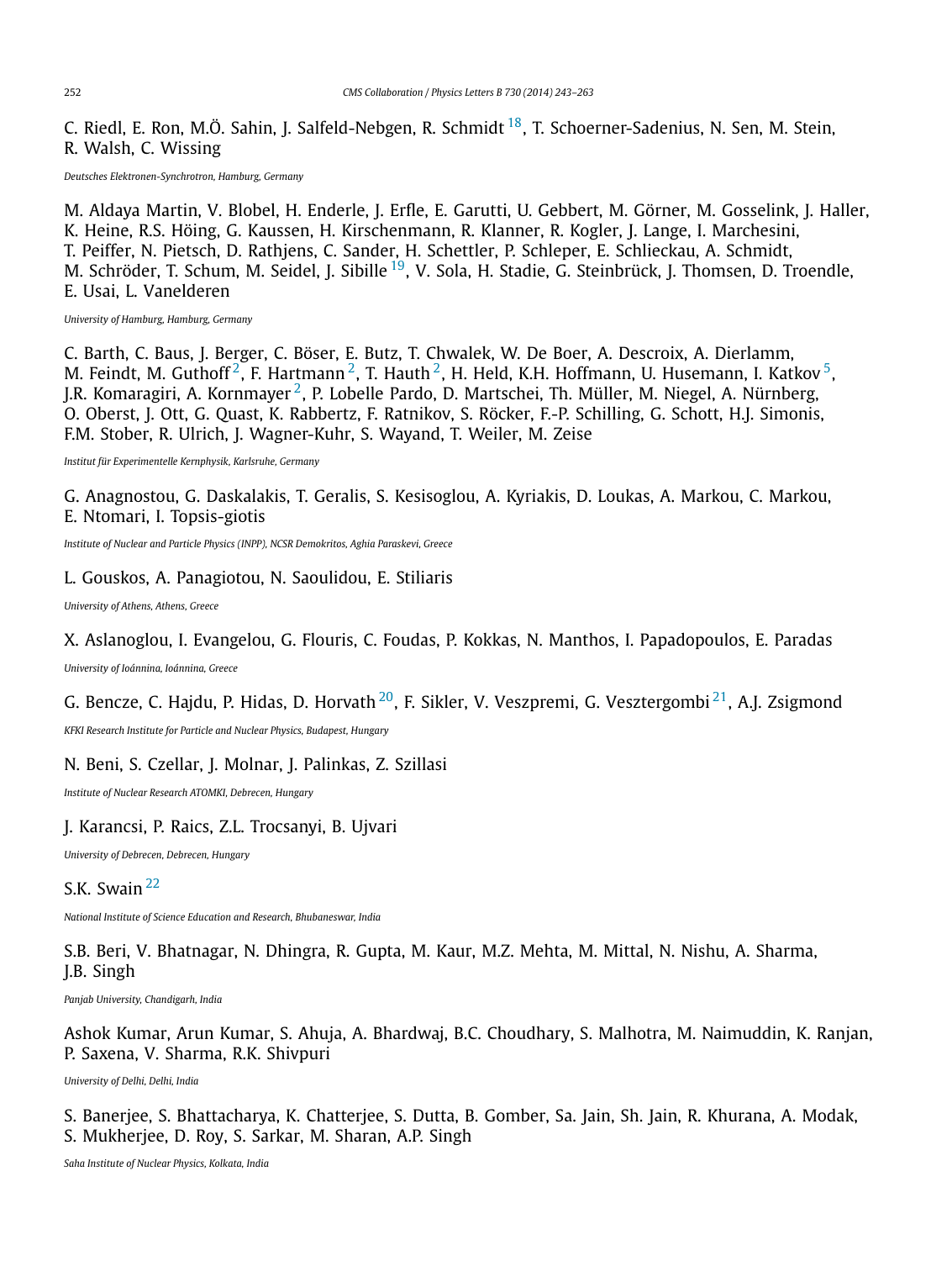C. Riedl, E. Ron, M.Ö. Sahin, J. Salfeld-Nebgen, R. Schmidt [18], T. Schoerner-Sadenius, N. Sen, M. Stein, R. Walsh, C. Wissing

*Deutsches Elektronen-Synchrotron, Hamburg, Germany*

M. Aldaya Martin, V. Blobel, H. Enderle, J. Erfle, E. Garutti, U. Gebbert, M. Görner, M. Gosselink, J. Haller, K. Heine, R.S. Höing, G. Kaussen, H. Kirschenmann, R. Klanner, R. Kogler, J. Lange, I. Marchesini, T. Peiffer, N. Pietsch, D. Rathjens, C. Sander, H. Schettler, P. Schleper, E. Schlieckau, A. Schmidt, M. Schröder, T. Schum, M. Seidel, J. Sibille [19], V. Sola, H. Stadie, G. Steinbrück, J. Thomsen, D. Troendle, E. Usai, L. Vanelderen

*University of Hamburg, Hamburg, Germany*

C. Barth, C. Baus, J. Berger, C. Böser, E. Butz, T. Chwalek, W. De Boer, A. Descroix, A. Dierlamm, M. Feindt, M. Guthoff [2], F. Hartmann [2], T. Hauth [2], H. Held, K.H. Hoffmann, U. Husemann, I. Katkov [5], J.R. Komaragiri, A. Kornmayer [2], P. Lobelle Pardo, D. Martschei, Th. Müller, M. Niegel, A. Nürnberg, O. Oberst, J. Ott, G. Quast, K. Rabbertz, F. Ratnikov, S. Röcker, F.-P. Schilling, G. Schott, H.J. Simonis, F.M. Stober, R. Ulrich, J. Wagner-Kuhr, S. Wayand, T. Weiler, M. Zeise

*Institut für Experimentelle Kernphysik, Karlsruhe, Germany*

G. Anagnostou, G. Daskalakis, T. Geralis, S. Kesisoglou, A. Kyriakis, D. Loukas, A. Markou, C. Markou, E. Ntomari, I. Topsis-giotis

*Institute of Nuclear and Particle Physics (INPP), NCSR Demokritos, Aghia Paraskevi, Greece*

L. Gouskos, A. Panagiotou, N. Saoulidou, E. Stiliaris

*University of Athens, Athens, Greece*

X. Aslanoglou, I. Evangelou, G. Flouris, C. Foudas, P. Kokkas, N. Manthos, I. Papadopoulos, E. Paradas

*University of Ioánnina, Ioánnina, Greece*

G. Bencze, C. Hajdu, P. Hidas, D. Horvath [20], F. Sikler, V. Veszpremi, G. Vesztergombi [21], A.J. Zsigmond

*KFKI Research Institute for Particle and Nuclear Physics, Budapest, Hungary*

N. Beni, S. Czellar, J. Molnar, J. Palinkas, Z. Szillasi

*Institute of Nuclear Research ATOMKI, Debrecen, Hungary*

J. Karancsi, P. Raics, Z.L. Trocsanyi, B. Ujvari

*University of Debrecen, Debrecen, Hungary*

S.K. Swain [22]

*National Institute of Science Education and Research, Bhubaneswar, India*

S.B. Beri, V. Bhatnagar, N. Dhingra, R. Gupta, M. Kaur, M.Z. Mehta, M. Mittal, N. Nishu, A. Sharma, J.B. Singh

*Panjab University, Chandigarh, India*

Ashok Kumar, Arun Kumar, S. Ahuja, A. Bhardwaj, B.C. Choudhary, S. Malhotra, M. Naimuddin, K. Ranjan, P. Saxena, V. Sharma, R.K. Shivpuri

*University of Delhi, Delhi, India*

S. Banerjee, S. Bhattacharya, K. Chatterjee, S. Dutta, B. Gomber, Sa. Jain, Sh. Jain, R. Khurana, A. Modak, S. Mukherjee, D. Roy, S. Sarkar, M. Sharan, A.P. Singh

*Saha Institute of Nuclear Physics, Kolkata, India*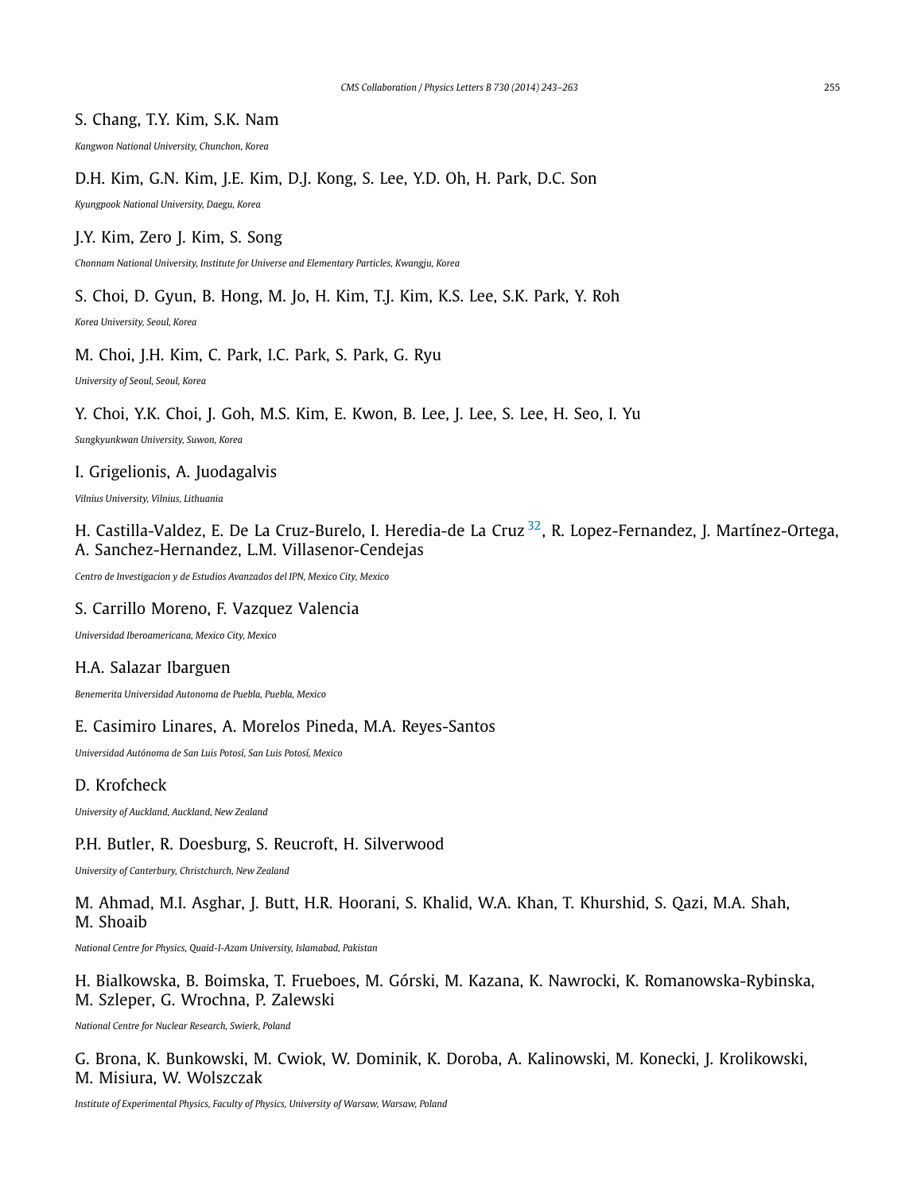S. Chang, T.Y. Kim, S.K. Nam

*Kangwon National University, Chunchon, Korea*

D.H. Kim, G.N. Kim, J.E. Kim, D.J. Kong, S. Lee, Y.D. Oh, H. Park, D.C. Son

*Kyungpook National University, Daegu, Korea*

J.Y. Kim, Zero J. Kim, S. Song

*Chonnam National University, Institute for Universe and Elementary Particles, Kwangju, Korea*

S. Choi, D. Gyun, B. Hong, M. Jo, H. Kim, T.J. Kim, K.S. Lee, S.K. Park, Y. Roh

*Korea University, Seoul, Korea*

M. Choi, J.H. Kim, C. Park, I.C. Park, S. Park, G. Ryu

*University of Seoul, Seoul, Korea*

Y. Choi, Y.K. Choi, J. Goh, M.S. Kim, E. Kwon, B. Lee, J. Lee, S. Lee, H. Seo, I. Yu

*Sungkyunkwan University, Suwon, Korea*

I. Grigelionis, A. Juodagalvis

*Vilnius University, Vilnius, Lithuania*

H. Castilla-Valdez, E. De La Cruz-Burelo, I. Heredia-de La Cruz [32], R. Lopez-Fernandez, J. Martínez-Ortega, A. Sanchez-Hernandez, L.M. Villasenor-Cendejas

*Centro de Investigacion y de Estudios Avanzados del IPN, Mexico City, Mexico*

S. Carrillo Moreno, F. Vazquez Valencia

*Universidad Iberoamericana, Mexico City, Mexico*

H.A. Salazar Ibarguen

*Benemerita Universidad Autonoma de Puebla, Puebla, Mexico*

E. Casimiro Linares, A. Morelos Pineda, M.A. Reyes-Santos

*Universidad Autónoma de San Luis Potosí, San Luis Potosí, Mexico*

D. Krofcheck

*University of Auckland, Auckland, New Zealand*

P.H. Butler, R. Doesburg, S. Reucroft, H. Silverwood

*University of Canterbury, Christchurch, New Zealand*

M. Ahmad, M.I. Asghar, J. Butt, H.R. Hoorani, S. Khalid, W.A. Khan, T. Khurshid, S. Qazi, M.A. Shah, M. Shoaib

*National Centre for Physics, Quaid-I-Azam University, Islamabad, Pakistan*

H. Bialkowska, B. Boimska, T. Frueboes, M. Górski, M. Kazana, K. Nawrocki, K. Romanowska-Rybinska, M. Szleper, G. Wrochna, P. Zalewski

*National Centre for Nuclear Research, Swierk, Poland*

G. Brona, K. Bunkowski, M. Cwiok, W. Dominik, K. Doroba, A. Kalinowski, M. Konecki, J. Krolikowski, M. Misiura, W. Wolszczak

*Institute of Experimental Physics, Faculty of Physics, University of Warsaw, Warsaw, Poland*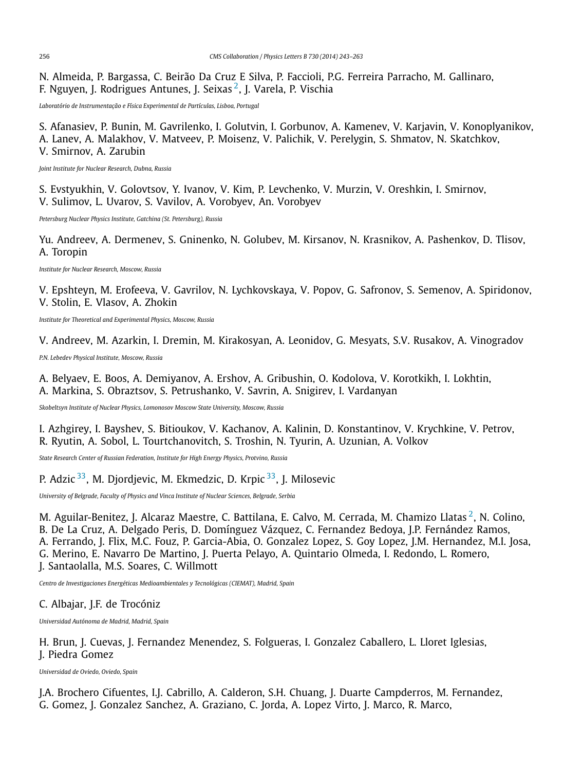N. Almeida, P. Bargassa, C. Beirão Da Cruz E Silva, P. Faccioli, P.G. Ferreira Parracho, M. Gallinaro, F. Nguyen, J. Rodrigues Antunes, J. Seixas [2], J. Varela, P. Vischia

*Laboratório de Instrumentação e Física Experimental de Partículas, Lisboa, Portugal*

S. Afanasiev, P. Bunin, M. Gavrilenko, I. Golutvin, I. Gorbunov, A. Kamenev, V. Karjavin, V. Konoplyanikov, A. Lanev, A. Malakhov, V. Matveev, P. Moisenz, V. Palichik, V. Perelygin, S. Shmatov, N. Skatchkov, V. Smirnov, A. Zarubin

*Joint Institute for Nuclear Research, Dubna, Russia*

S. Evstyukhin, V. Golovtsov, Y. Ivanov, V. Kim, P. Levchenko, V. Murzin, V. Oreshkin, I. Smirnov, V. Sulimov, L. Uvarov, S. Vavilov, A. Vorobyev, An. Vorobyev

*Petersburg Nuclear Physics Institute, Gatchina (St. Petersburg), Russia*

Yu. Andreev, A. Dermenev, S. Gninenko, N. Golubev, M. Kirsanov, N. Krasnikov, A. Pashenkov, D. Tlisov, A. Toropin

*Institute for Nuclear Research, Moscow, Russia*

V. Epshteyn, M. Erofeeva, V. Gavrilov, N. Lychkovskaya, V. Popov, G. Safronov, S. Semenov, A. Spiridonov, V. Stolin, E. Vlasov, A. Zhokin

*Institute for Theoretical and Experimental Physics, Moscow, Russia*

V. Andreev, M. Azarkin, I. Dremin, M. Kirakosyan, A. Leonidov, G. Mesyats, S.V. Rusakov, A. Vinogradov

*P.N. Lebedev Physical Institute, Moscow, Russia*

A. Belyaev, E. Boos, A. Demiyanov, A. Ershov, A. Gribushin, O. Kodolova, V. Korotkikh, I. Lokhtin, A. Markina, S. Obraztsov, S. Petrushanko, V. Savrin, A. Snigirev, I. Vardanyan

*Skobeltsyn Institute of Nuclear Physics, Lomonosov Moscow State University, Moscow, Russia*

I. Azhgirey, I. Bayshev, S. Bitioukov, V. Kachanov, A. Kalinin, D. Konstantinov, V. Krychkine, V. Petrov, R. Ryutin, A. Sobol, L. Tourtchanovitch, S. Troshin, N. Tyurin, A. Uzunian, A. Volkov

*State Research Center of Russian Federation, Institute for High Energy Physics, Protvino, Russia*

P. Adzic [33], M. Djordjevic, M. Ekmedzic, D. Krpic [33], J. Milosevic

*University of Belgrade, Faculty of Physics and Vinca Institute of Nuclear Sciences, Belgrade, Serbia*

M. Aguilar-Benitez, J. Alcaraz Maestre, C. Battilana, E. Calvo, M. Cerrada, M. Chamizo Llatas [2], N. Colino, B. De La Cruz, A. Delgado Peris, D. Domínguez Vázquez, C. Fernandez Bedoya, J.P. Fernández Ramos, A. Ferrando, J. Flix, M.C. Fouz, P. Garcia-Abia, O. Gonzalez Lopez, S. Goy Lopez, J.M. Hernandez, M.I. Josa, G. Merino, E. Navarro De Martino, J. Puerta Pelayo, A. Quintario Olmeda, I. Redondo, L. Romero, J. Santaolalla, M.S. Soares, C. Willmott

*Centro de Investigaciones Energéticas Medioambientales y Tecnológicas (CIEMAT), Madrid, Spain*

C. Albajar, J.F. de Trocóniz

*Universidad Autónoma de Madrid, Madrid, Spain*

H. Brun, J. Cuevas, J. Fernandez Menendez, S. Folgueras, I. Gonzalez Caballero, L. Lloret Iglesias, J. Piedra Gomez

*Universidad de Oviedo, Oviedo, Spain*

J.A. Brochero Cifuentes, I.J. Cabrillo, A. Calderon, S.H. Chuang, J. Duarte Campderros, M. Fernandez, G. Gomez, J. Gonzalez Sanchez, A. Graziano, C. Jorda, A. Lopez Virto, J. Marco, R. Marco,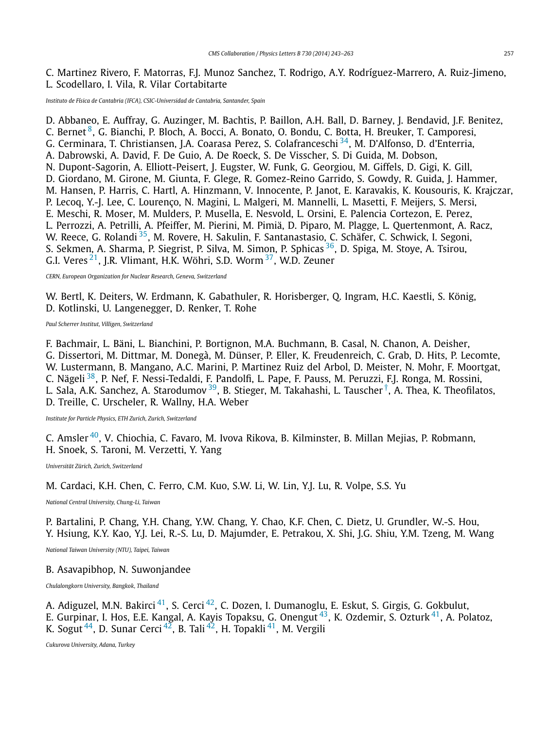C. Martinez Rivero, F. Matorras, F.J. Munoz Sanchez, T. Rodrigo, A.Y. Rodríguez-Marrero, A. Ruiz-Jimeno, L. Scodellaro, I. Vila, R. Vilar Cortabitarte

*Instituto de Física de Cantabria (IFCA), CSIC-Universidad de Cantabria, Santander, Spain*

D. Abbaneo, E. Auffray, G. Auzinger, M. Bachtis, P. Baillon, A.H. Ball, D. Barney, J. Bendavid, J.F. Benitez, C. Bernet [8], G. Bianchi, P. Bloch, A. Bocci, A. Bonato, O. Bondu, C. Botta, H. Breuker, T. Camporesi, G. Cerminara, T. Christiansen, J.A. Coarasa Perez, S. Colafranceschi [34], M. D'Alfonso, D. d'Enterria, A. Dabrowski, A. David, F. De Guio, A. De Roeck, S. De Visscher, S. Di Guida, M. Dobson, N. Dupont-Sagorin, A. Elliott-Peisert, J. Eugster, W. Funk, G. Georgiou, M. Giffels, D. Gigi, K. Gill, D. Giordano, M. Girone, M. Giunta, F. Glege, R. Gomez-Reino Garrido, S. Gowdy, R. Guida, J. Hammer, M. Hansen, P. Harris, C. Hartl, A. Hinzmann, V. Innocente, P. Janot, E. Karavakis, K. Kousouris, K. Krajczar, P. Lecoq, Y.-J. Lee, C. Lourenço, N. Magini, L. Malgeri, M. Mannelli, L. Masetti, F. Meijers, S. Mersi, E. Meschi, R. Moser, M. Mulders, P. Musella, E. Nesvold, L. Orsini, E. Palencia Cortezon, E. Perez, L. Perrozzi, A. Petrilli, A. Pfeiffer, M. Pierini, M. Pimiä, D. Piparo, M. Plagge, L. Quertenmont, A. Racz, W. Reece, G. Rolandi [35], M. Rovere, H. Sakulin, F. Santanastasio, C. Schäfer, C. Schwick, I. Segoni, S. Sekmen, A. Sharma, P. Siegrist, P. Silva, M. Simon, P. Sphicas [36], D. Spiga, M. Stoye, A. Tsirou, G.I. Veres [21], J.R. Vlimant, H.K. Wöhri, S.D. Worm [37], W.D. Zeuner

*CERN, European Organization for Nuclear Research, Geneva, Switzerland*

W. Bertl, K. Deiters, W. Erdmann, K. Gabathuler, R. Horisberger, Q. Ingram, H.C. Kaestli, S. König, D. Kotlinski, U. Langenegger, D. Renker, T. Rohe

*Paul Scherrer Institut, Villigen, Switzerland*

F. Bachmair, L. Bäni, L. Bianchini, P. Bortignon, M.A. Buchmann, B. Casal, N. Chanon, A. Deisher, G. Dissertori, M. Dittmar, M. Donegà, M. Dünser, P. Eller, K. Freudenreich, C. Grab, D. Hits, P. Lecomte, W. Lustermann, B. Mangano, A.C. Marini, P. Martinez Ruiz del Arbol, D. Meister, N. Mohr, F. Moortgat, C. Nägeli [38], P. Nef, F. Nessi-Tedaldi, F. Pandolfi, L. Pape, F. Pauss, M. Peruzzi, F.J. Ronga, M. Rossini, L. Sala, A.K. Sanchez, A. Starodumov [39], B. Stieger, M. Takahashi, L. Tauscher [†], A. Thea, K. Theofilatos, D. Treille, C. Urscheler, R. Wallny, H.A. Weber

*Institute for Particle Physics, ETH Zurich, Zurich, Switzerland*

C. Amsler [40], V. Chiochia, C. Favaro, M. Ivova Rikova, B. Kilminster, B. Millan Mejias, P. Robmann, H. Snoek, S. Taroni, M. Verzetti, Y. Yang

*Universität Zürich, Zurich, Switzerland*

M. Cardaci, K.H. Chen, C. Ferro, C.M. Kuo, S.W. Li, W. Lin, Y.J. Lu, R. Volpe, S.S. Yu

*National Central University, Chung-Li, Taiwan*

P. Bartalini, P. Chang, Y.H. Chang, Y.W. Chang, Y. Chao, K.F. Chen, C. Dietz, U. Grundler, W.-S. Hou, Y. Hsiung, K.Y. Kao, Y.J. Lei, R.-S. Lu, D. Majumder, E. Petrakou, X. Shi, J.G. Shiu, Y.M. Tzeng, M. Wang

*National Taiwan University (NTU), Taipei, Taiwan*

B. Asavapibhop, N. Suwonjandee

*Chulalongkorn University, Bangkok, Thailand*

A. Adiguzel, M.N. Bakirci [41], S. Cerci [42], C. Dozen, I. Dumanoglu, E. Eskut, S. Girgis, G. Gokbulut, E. Gurpinar, I. Hos, E.E. Kangal, A. Kayis Topaksu, G. Onengut [43], K. Ozdemir, S. Ozturk [41], A. Polatoz, K. Sogut [44], D. Sunar Cerci [42], B. Tali [42], H. Topakli [41], M. Vergili

*Cukurova University, Adana, Turkey*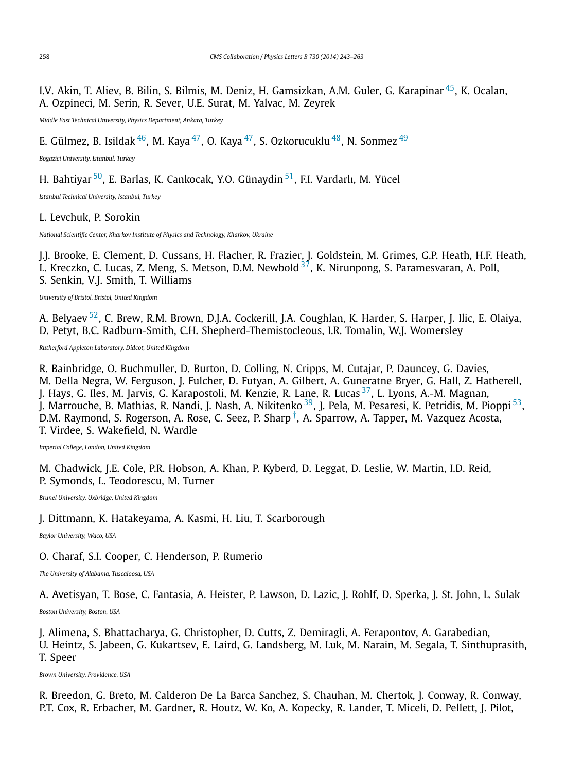I.V. Akin, T. Aliev, B. Bilin, S. Bilmis, M. Deniz, H. Gamsizkan, A.M. Guler, G. Karapinar [45], K. Ocalan, A. Ozpineci, M. Serin, R. Sever, U.E. Surat, M. Yalvac, M. Zeyrek

*Middle East Technical University, Physics Department, Ankara, Turkey*

E. Gülmez, B. Isildak [46], M. Kaya [47], O. Kaya [47], S. Ozkorucuklu [48], N. Sonmez [49]

*Bogazici University, Istanbul, Turkey*

H. Bahtiyar [50], E. Barlas, K. Cankocak, Y.O. Günaydin [51], F.I. Vardarlı, M. Yücel

*Istanbul Technical University, Istanbul, Turkey*

L. Levchuk, P. Sorokin

*National Scientific Center, Kharkov Institute of Physics and Technology, Kharkov, Ukraine*

J.J. Brooke, E. Clement, D. Cussans, H. Flacher, R. Frazier, J. Goldstein, M. Grimes, G.P. Heath, H.F. Heath, L. Kreczko, C. Lucas, Z. Meng, S. Metson, D.M. Newbold [37], K. Nirunpong, S. Paramesvaran, A. Poll, S. Senkin, V.J. Smith, T. Williams

*University of Bristol, Bristol, United Kingdom*

A. Belyaev [52], C. Brew, R.M. Brown, D.J.A. Cockerill, J.A. Coughlan, K. Harder, S. Harper, J. Ilic, E. Olaiya, D. Petyt, B.C. Radburn-Smith, C.H. Shepherd-Themistocleous, I.R. Tomalin, W.J. Womersley

*Rutherford Appleton Laboratory, Didcot, United Kingdom*

R. Bainbridge, O. Buchmuller, D. Burton, D. Colling, N. Cripps, M. Cutajar, P. Dauncey, G. Davies, M. Della Negra, W. Ferguson, J. Fulcher, D. Futyan, A. Gilbert, A. Guneratne Bryer, G. Hall, Z. Hatherell, J. Hays, G. Iles, M. Jarvis, G. Karapostoli, M. Kenzie, R. Lane, R. Lucas [37], L. Lyons, A.-M. Magnan, J. Marrouche, B. Mathias, R. Nandi, J. Nash, A. Nikitenko [39], J. Pela, M. Pesaresi, K. Petridis, M. Pioppi [53], D.M. Raymond, S. Rogerson, A. Rose, C. Seez, P. Sharp [†], A. Sparrow, A. Tapper, M. Vazquez Acosta, T. Virdee, S. Wakefield, N. Wardle

*Imperial College, London, United Kingdom*

M. Chadwick, J.E. Cole, P.R. Hobson, A. Khan, P. Kyberd, D. Leggat, D. Leslie, W. Martin, I.D. Reid, P. Symonds, L. Teodorescu, M. Turner

*Brunel University, Uxbridge, United Kingdom*

J. Dittmann, K. Hatakeyama, A. Kasmi, H. Liu, T. Scarborough

*Baylor University, Waco, USA*

O. Charaf, S.I. Cooper, C. Henderson, P. Rumerio

*The University of Alabama, Tuscaloosa, USA*

A. Avetisyan, T. Bose, C. Fantasia, A. Heister, P. Lawson, D. Lazic, J. Rohlf, D. Sperka, J. St. John, L. Sulak

*Boston University, Boston, USA*

J. Alimena, S. Bhattacharya, G. Christopher, D. Cutts, Z. Demiragli, A. Ferapontov, A. Garabedian, U. Heintz, S. Jabeen, G. Kukartsev, E. Laird, G. Landsberg, M. Luk, M. Narain, M. Segala, T. Sinthuprasith, T. Speer

*Brown University, Providence, USA*

R. Breedon, G. Breto, M. Calderon De La Barca Sanchez, S. Chauhan, M. Chertok, J. Conway, R. Conway, P.T. Cox, R. Erbacher, M. Gardner, R. Houtz, W. Ko, A. Kopecky, R. Lander, T. Miceli, D. Pellett, J. Pilot,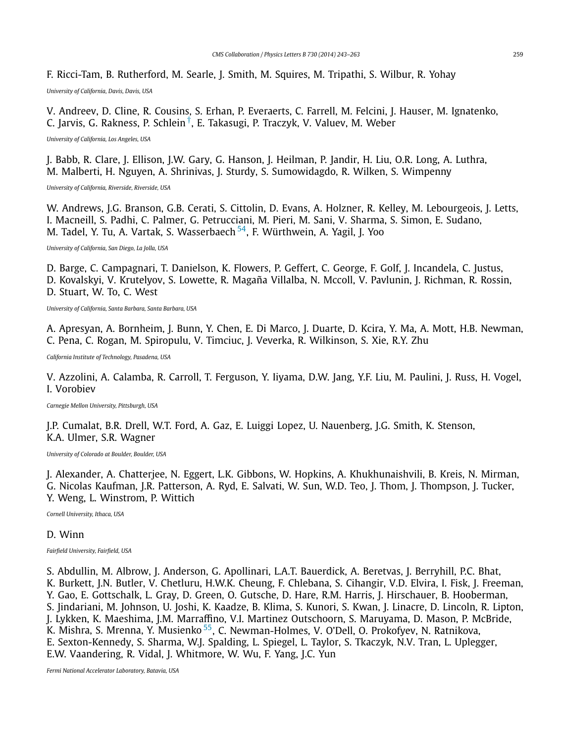F. Ricci-Tam, B. Rutherford, M. Searle, J. Smith, M. Squires, M. Tripathi, S. Wilbur, R. Yohay

*University of California, Davis, Davis, USA*

V. Andreev, D. Cline, R. Cousins, S. Erhan, P. Everaerts, C. Farrell, M. Felcini, J. Hauser, M. Ignatenko, C. Jarvis, G. Rakness, P. Schlein[†], E. Takasugi, P. Traczyk, V. Valuev, M. Weber

*University of California, Los Angeles, USA*

J. Babb, R. Clare, J. Ellison, J.W. Gary, G. Hanson, J. Heilman, P. Jandir, H. Liu, O.R. Long, A. Luthra, M. Malberti, H. Nguyen, A. Shrinivas, J. Sturdy, S. Sumowidagdo, R. Wilken, S. Wimpenny

*University of California, Riverside, Riverside, USA*

W. Andrews, J.G. Branson, G.B. Cerati, S. Cittolin, D. Evans, A. Holzner, R. Kelley, M. Lebourgeois, J. Letts, I. Macneill, S. Padhi, C. Palmer, G. Petrucciani, M. Pieri, M. Sani, V. Sharma, S. Simon, E. Sudano, M. Tadel, Y. Tu, A. Vartak, S. Wasserbaech[54], F. Würthwein, A. Yagil, J. Yoo

*University of California, San Diego, La Jolla, USA*

D. Barge, C. Campagnari, T. Danielson, K. Flowers, P. Geffert, C. George, F. Golf, J. Incandela, C. Justus, D. Kovalskyi, V. Krutelyov, S. Lowette, R. Magaña Villalba, N. Mccoll, V. Pavlunin, J. Richman, R. Rossin, D. Stuart, W. To, C. West

*University of California, Santa Barbara, Santa Barbara, USA*

A. Apresyan, A. Bornheim, J. Bunn, Y. Chen, E. Di Marco, J. Duarte, D. Kcira, Y. Ma, A. Mott, H.B. Newman, C. Pena, C. Rogan, M. Spiropulu, V. Timciuc, J. Veverka, R. Wilkinson, S. Xie, R.Y. Zhu

*California Institute of Technology, Pasadena, USA*

V. Azzolini, A. Calamba, R. Carroll, T. Ferguson, Y. Iiyama, D.W. Jang, Y.F. Liu, M. Paulini, J. Russ, H. Vogel, I. Vorobiev

*Carnegie Mellon University, Pittsburgh, USA*

J.P. Cumalat, B.R. Drell, W.T. Ford, A. Gaz, E. Luiggi Lopez, U. Nauenberg, J.G. Smith, K. Stenson, K.A. Ulmer, S.R. Wagner

*University of Colorado at Boulder, Boulder, USA*

J. Alexander, A. Chatterjee, N. Eggert, L.K. Gibbons, W. Hopkins, A. Khukhunaishvili, B. Kreis, N. Mirman, G. Nicolas Kaufman, J.R. Patterson, A. Ryd, E. Salvati, W. Sun, W.D. Teo, J. Thom, J. Thompson, J. Tucker, Y. Weng, L. Winstrom, P. Wittich

*Cornell University, Ithaca, USA*

D. Winn

*Fairfield University, Fairfield, USA*

S. Abdullin, M. Albrow, J. Anderson, G. Apollinari, L.A.T. Bauerdick, A. Beretvas, J. Berryhill, P.C. Bhat, K. Burkett, J.N. Butler, V. Chetluru, H.W.K. Cheung, F. Chlebana, S. Cihangir, V.D. Elvira, I. Fisk, J. Freeman, Y. Gao, E. Gottschalk, L. Gray, D. Green, O. Gutsche, D. Hare, R.M. Harris, J. Hirschauer, B. Hooberman, S. Jindariani, M. Johnson, U. Joshi, K. Kaadze, B. Klima, S. Kunori, S. Kwan, J. Linacre, D. Lincoln, R. Lipton, J. Lykken, K. Maeshima, J.M. Marraffino, V.I. Martinez Outschoorn, S. Maruyama, D. Mason, P. McBride, K. Mishra, S. Mrenna, Y. Musienko[55], C. Newman-Holmes, V. O'Dell, O. Prokofyev, N. Ratnikova, E. Sexton-Kennedy, S. Sharma, W.J. Spalding, L. Spiegel, L. Taylor, S. Tkaczyk, N.V. Tran, L. Uplegger, E.W. Vaandering, R. Vidal, J. Whitmore, W. Wu, F. Yang, J.C. Yun

*Fermi National Accelerator Laboratory, Batavia, USA*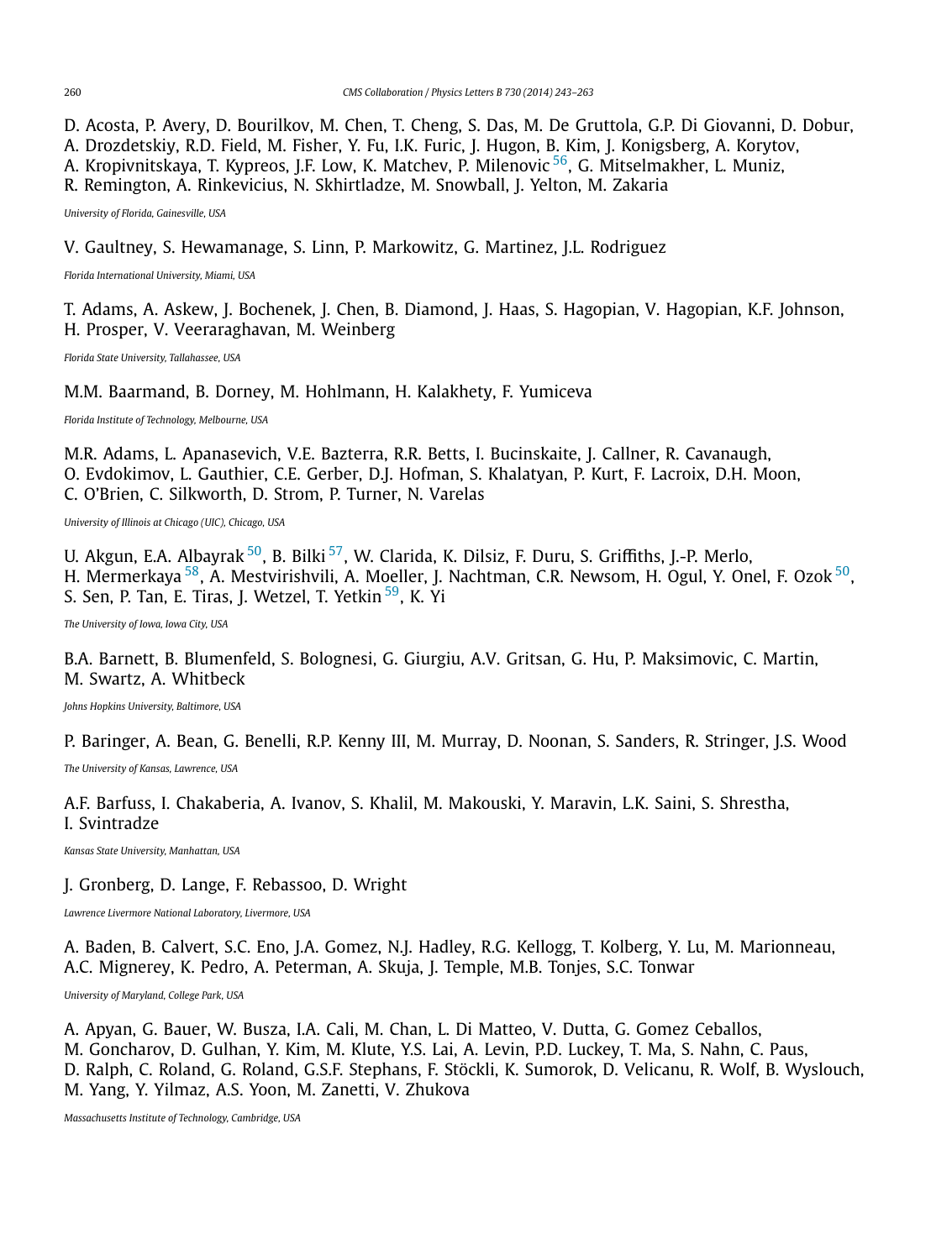D. Acosta, P. Avery, D. Bourilkov, M. Chen, T. Cheng, S. Das, M. De Gruttola, G.P. Di Giovanni, D. Dobur, A. Drozdetskiy, R.D. Field, M. Fisher, Y. Fu, I.K. Furic, J. Hugon, B. Kim, J. Konigsberg, A. Korytov, A. Kropivnitskaya, T. Kypreos, J.F. Low, K. Matchev, P. Milenovic [56], G. Mitselmakher, L. Muniz, R. Remington, A. Rinkevicius, N. Skhirtladze, M. Snowball, J. Yelton, M. Zakaria

*University of Florida, Gainesville, USA*

V. Gaultney, S. Hewamanage, S. Linn, P. Markowitz, G. Martinez, J.L. Rodriguez

*Florida International University, Miami, USA*

T. Adams, A. Askew, J. Bochenek, J. Chen, B. Diamond, J. Haas, S. Hagopian, V. Hagopian, K.F. Johnson, H. Prosper, V. Veeraraghavan, M. Weinberg

*Florida State University, Tallahassee, USA*

M.M. Baarmand, B. Dorney, M. Hohlmann, H. Kalakhety, F. Yumiceva

*Florida Institute of Technology, Melbourne, USA*

M.R. Adams, L. Apanasevich, V.E. Bazterra, R.R. Betts, I. Bucinskaite, J. Callner, R. Cavanaugh, O. Evdokimov, L. Gauthier, C.E. Gerber, D.J. Hofman, S. Khalatyan, P. Kurt, F. Lacroix, D.H. Moon, C. O'Brien, C. Silkworth, D. Strom, P. Turner, N. Varelas

*University of Illinois at Chicago (UIC), Chicago, USA*

U. Akgun, E.A. Albayrak [50], B. Bilki [57], W. Clarida, K. Dilsiz, F. Duru, S. Griffiths, J.-P. Merlo, H. Mermerkaya [58], A. Mestvirishvili, A. Moeller, J. Nachtman, C.R. Newsom, H. Ogul, Y. Onel, F. Ozok [50], S. Sen, P. Tan, E. Tiras, J. Wetzel, T. Yetkin [59], K. Yi

*The University of Iowa, Iowa City, USA*

B.A. Barnett, B. Blumenfeld, S. Bolognesi, G. Giurgiu, A.V. Gritsan, G. Hu, P. Maksimovic, C. Martin, M. Swartz, A. Whitbeck

*Johns Hopkins University, Baltimore, USA*

P. Baringer, A. Bean, G. Benelli, R.P. Kenny III, M. Murray, D. Noonan, S. Sanders, R. Stringer, J.S. Wood

*The University of Kansas, Lawrence, USA*

A.F. Barfuss, I. Chakaberia, A. Ivanov, S. Khalil, M. Makouski, Y. Maravin, L.K. Saini, S. Shrestha, I. Svintradze

*Kansas State University, Manhattan, USA*

J. Gronberg, D. Lange, F. Rebassoo, D. Wright

*Lawrence Livermore National Laboratory, Livermore, USA*

A. Baden, B. Calvert, S.C. Eno, J.A. Gomez, N.J. Hadley, R.G. Kellogg, T. Kolberg, Y. Lu, M. Marionneau, A.C. Mignerey, K. Pedro, A. Peterman, A. Skuja, J. Temple, M.B. Tonjes, S.C. Tonwar

*University of Maryland, College Park, USA*

A. Apyan, G. Bauer, W. Busza, I.A. Cali, M. Chan, L. Di Matteo, V. Dutta, G. Gomez Ceballos, M. Goncharov, D. Gulhan, Y. Kim, M. Klute, Y.S. Lai, A. Levin, P.D. Luckey, T. Ma, S. Nahn, C. Paus, D. Ralph, C. Roland, G. Roland, G.S.F. Stephans, F. Stöckli, K. Sumorok, D. Velicanu, R. Wolf, B. Wyslouch, M. Yang, Y. Yilmaz, A.S. Yoon, M. Zanetti, V. Zhukova

*Massachusetts Institute of Technology, Cambridge, USA*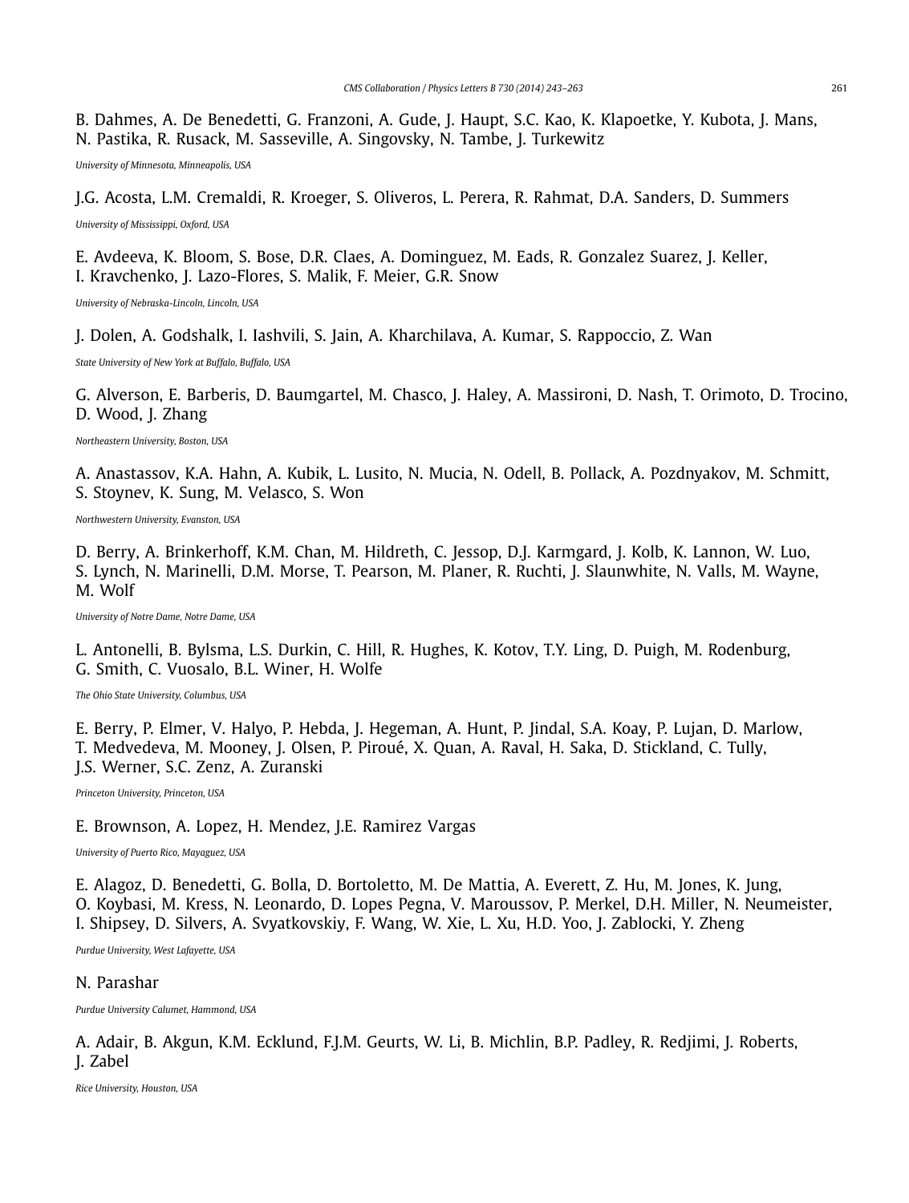B. Dahmes, A. De Benedetti, G. Franzoni, A. Gude, J. Haupt, S.C. Kao, K. Klapoetke, Y. Kubota, J. Mans, N. Pastika, R. Rusack, M. Sasseville, A. Singovsky, N. Tambe, J. Turkewitz

*University of Minnesota, Minneapolis, USA*

J.G. Acosta, L.M. Cremaldi, R. Kroeger, S. Oliveros, L. Perera, R. Rahmat, D.A. Sanders, D. Summers

*University of Mississippi, Oxford, USA*

E. Avdeeva, K. Bloom, S. Bose, D.R. Claes, A. Dominguez, M. Eads, R. Gonzalez Suarez, J. Keller, I. Kravchenko, J. Lazo-Flores, S. Malik, F. Meier, G.R. Snow

*University of Nebraska-Lincoln, Lincoln, USA*

J. Dolen, A. Godshalk, I. Iashvili, S. Jain, A. Kharchilava, A. Kumar, S. Rappoccio, Z. Wan

*State University of New York at Buffalo, Buffalo, USA*

G. Alverson, E. Barberis, D. Baumgartel, M. Chasco, J. Haley, A. Massironi, D. Nash, T. Orimoto, D. Trocino, D. Wood, J. Zhang

*Northeastern University, Boston, USA*

A. Anastassov, K.A. Hahn, A. Kubik, L. Lusito, N. Mucia, N. Odell, B. Pollack, A. Pozdnyakov, M. Schmitt, S. Stoynev, K. Sung, M. Velasco, S. Won

*Northwestern University, Evanston, USA*

D. Berry, A. Brinkerhoff, K.M. Chan, M. Hildreth, C. Jessop, D.J. Karmgard, J. Kolb, K. Lannon, W. Luo, S. Lynch, N. Marinelli, D.M. Morse, T. Pearson, M. Planer, R. Ruchti, J. Slaunwhite, N. Valls, M. Wayne, M. Wolf

*University of Notre Dame, Notre Dame, USA*

L. Antonelli, B. Bylsma, L.S. Durkin, C. Hill, R. Hughes, K. Kotov, T.Y. Ling, D. Puigh, M. Rodenburg, G. Smith, C. Vuosalo, B.L. Winer, H. Wolfe

*The Ohio State University, Columbus, USA*

E. Berry, P. Elmer, V. Halyo, P. Hebda, J. Hegeman, A. Hunt, P. Jindal, S.A. Koay, P. Lujan, D. Marlow, T. Medvedeva, M. Mooney, J. Olsen, P. Piroué, X. Quan, A. Raval, H. Saka, D. Stickland, C. Tully, J.S. Werner, S.C. Zenz, A. Zuranski

*Princeton University, Princeton, USA*

E. Brownson, A. Lopez, H. Mendez, J.E. Ramirez Vargas

*University of Puerto Rico, Mayaguez, USA*

E. Alagoz, D. Benedetti, G. Bolla, D. Bortoletto, M. De Mattia, A. Everett, Z. Hu, M. Jones, K. Jung, O. Koybasi, M. Kress, N. Leonardo, D. Lopes Pegna, V. Maroussov, P. Merkel, D.H. Miller, N. Neumeister, I. Shipsey, D. Silvers, A. Svyatkovskiy, F. Wang, W. Xie, L. Xu, H.D. Yoo, J. Zablocki, Y. Zheng

*Purdue University, West Lafayette, USA*

N. Parashar

*Purdue University Calumet, Hammond, USA*

A. Adair, B. Akgun, K.M. Ecklund, F.J.M. Geurts, W. Li, B. Michlin, B.P. Padley, R. Redjimi, J. Roberts, J. Zabel

*Rice University, Houston, USA*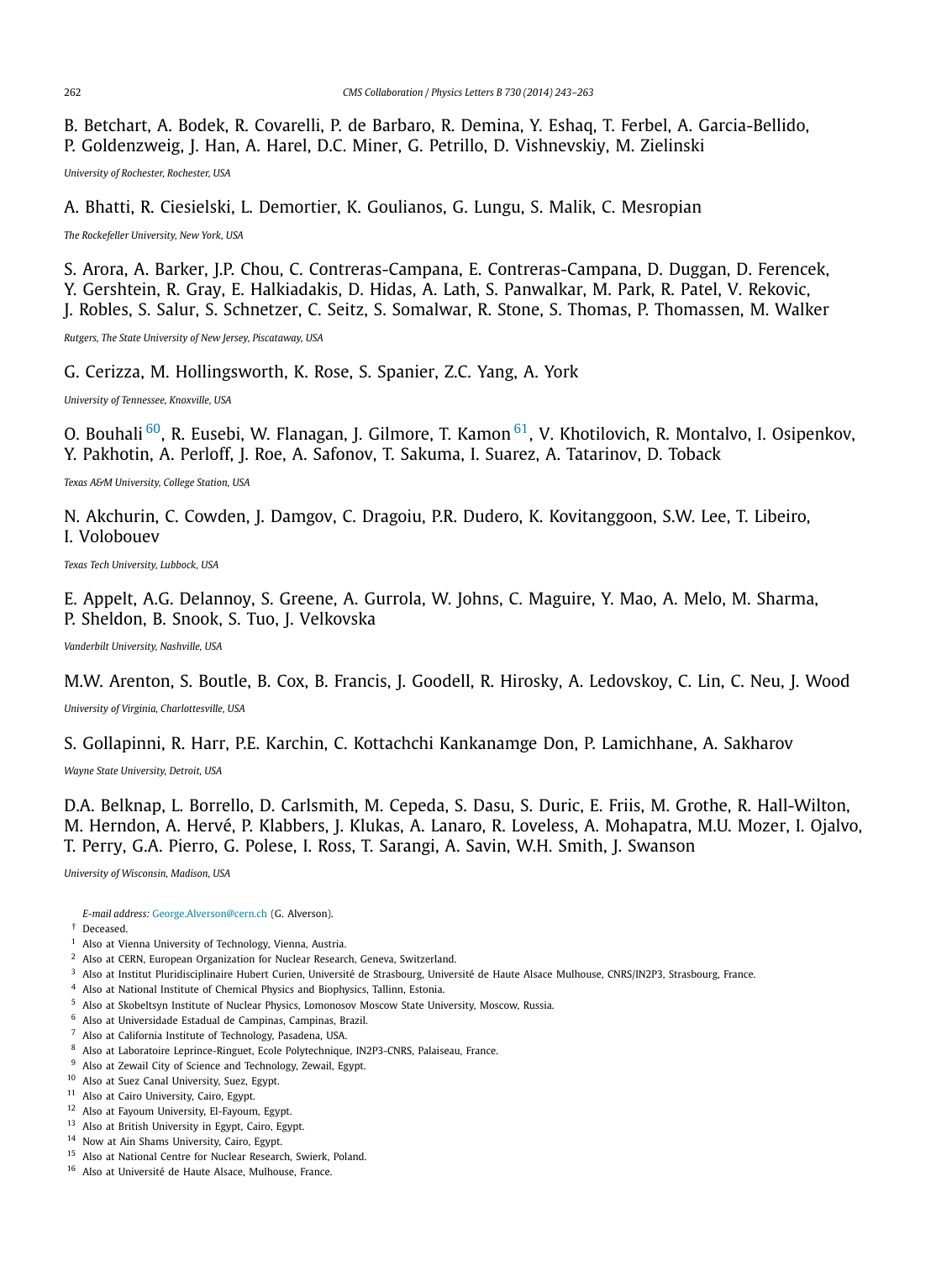B. Betchart, A. Bodek, R. Covarelli, P. de Barbaro, R. Demina, Y. Eshaq, T. Ferbel, A. Garcia-Bellido, P. Goldenzweig, J. Han, A. Harel, D.C. Miner, G. Petrillo, D. Vishnevskiy, M. Zielinski

*University of Rochester, Rochester, USA*

A. Bhatti, R. Ciesielski, L. Demortier, K. Goulianos, G. Lungu, S. Malik, C. Mesropian

*The Rockefeller University, New York, USA*

S. Arora, A. Barker, J.P. Chou, C. Contreras-Campana, E. Contreras-Campana, D. Duggan, D. Ferencek, Y. Gershtein, R. Gray, E. Halkiadakis, D. Hidas, A. Lath, S. Panwalkar, M. Park, R. Patel, V. Rekovic, J. Robles, S. Salur, S. Schnetzer, C. Seitz, S. Somalwar, R. Stone, S. Thomas, P. Thomassen, M. Walker

*Rutgers, The State University of New Jersey, Piscataway, USA*

G. Cerizza, M. Hollingsworth, K. Rose, S. Spanier, Z.C. Yang, A. York

*University of Tennessee, Knoxville, USA*

O. Bouhali [60], R. Eusebi, W. Flanagan, J. Gilmore, T. Kamon [61], V. Khotilovich, R. Montalvo, I. Osipenkov, Y. Pakhotin, A. Perloff, J. Roe, A. Safonov, T. Sakuma, I. Suarez, A. Tatarinov, D. Toback

*Texas A&M University, College Station, USA*

N. Akchurin, C. Cowden, J. Damgov, C. Dragoiu, P.R. Dudero, K. Kovitanggoon, S.W. Lee, T. Libeiro, I. Volobouev

*Texas Tech University, Lubbock, USA*

E. Appelt, A.G. Delannoy, S. Greene, A. Gurrola, W. Johns, C. Maguire, Y. Mao, A. Melo, M. Sharma, P. Sheldon, B. Snook, S. Tuo, J. Velkovska

*Vanderbilt University, Nashville, USA*

M.W. Arenton, S. Boutle, B. Cox, B. Francis, J. Goodell, R. Hirosky, A. Ledovskoy, C. Lin, C. Neu, J. Wood

*University of Virginia, Charlottesville, USA*

S. Gollapinni, R. Harr, P.E. Karchin, C. Kottachchi Kankanamge Don, P. Lamichhane, A. Sakharov

*Wayne State University, Detroit, USA*

D.A. Belknap, L. Borrello, D. Carlsmith, M. Cepeda, S. Dasu, S. Duric, E. Friis, M. Grothe, R. Hall-Wilton, M. Herndon, A. Hervé, P. Klabbers, J. Klukas, A. Lanaro, R. Loveless, A. Mohapatra, M.U. Mozer, I. Ojalvo, T. Perry, G.A. Pierro, G. Polese, I. Ross, T. Sarangi, A. Savin, W.H. Smith, J. Swanson

*University of Wisconsin, Madison, USA*

*E-mail address:* George.Alverson@cern.ch (G. Alverson).

† Deceased.

[1] Also at Vienna University of Technology, Vienna, Austria.

[2] Also at CERN, European Organization for Nuclear Research, Geneva, Switzerland.

[3] Also at Institut Pluridisciplinaire Hubert Curien, Université de Strasbourg, Université de Haute Alsace Mulhouse, CNRS/IN2P3, Strasbourg, France.

[4] Also at National Institute of Chemical Physics and Biophysics, Tallinn, Estonia.

[5] Also at Skobeltsyn Institute of Nuclear Physics, Lomonosov Moscow State University, Moscow, Russia.

[6] Also at Universidade Estadual de Campinas, Campinas, Brazil.

[7] Also at California Institute of Technology, Pasadena, USA.

[8] Also at Laboratoire Leprince-Ringuet, Ecole Polytechnique, IN2P3-CNRS, Palaiseau, France.

[9] Also at Zewail City of Science and Technology, Zewail, Egypt.

[10] Also at Suez Canal University, Suez, Egypt.

[11] Also at Cairo University, Cairo, Egypt.

[12] Also at Fayoum University, El-Fayoum, Egypt.

[13] Also at British University in Egypt, Cairo, Egypt.

[14] Now at Ain Shams University, Cairo, Egypt.

[15] Also at National Centre for Nuclear Research, Swierk, Poland.

[16] Also at Université de Haute Alsace, Mulhouse, France.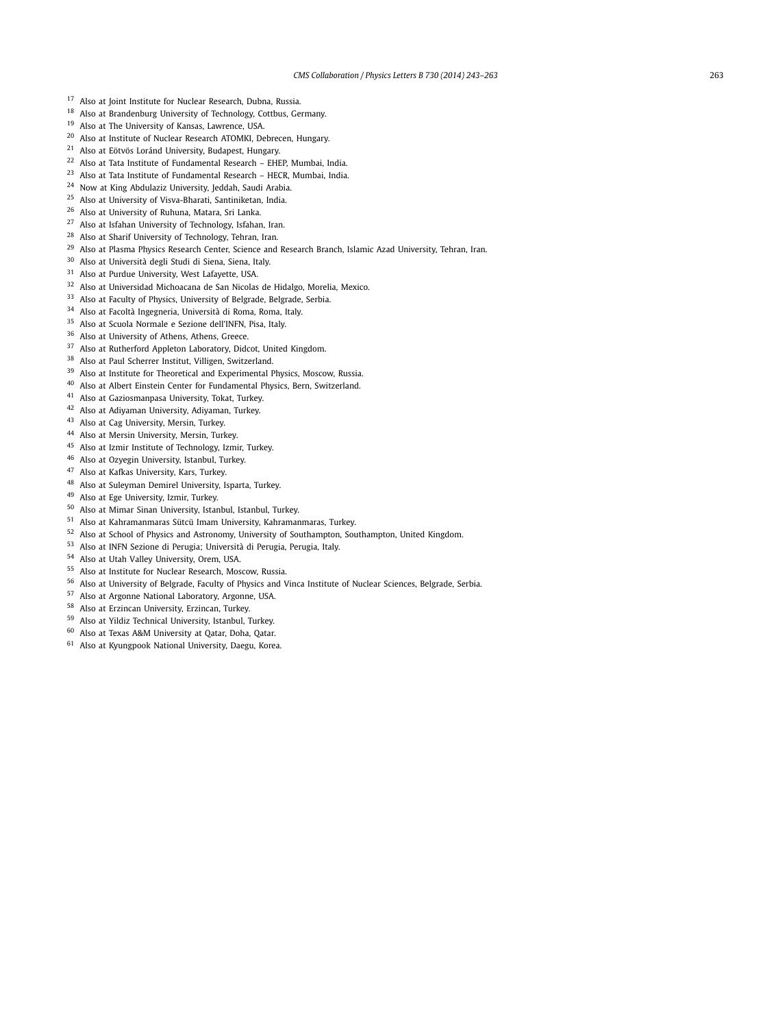[17] Also at Joint Institute for Nuclear Research, Dubna, Russia.
[18] Also at Brandenburg University of Technology, Cottbus, Germany.
[19] Also at The University of Kansas, Lawrence, USA.
[20] Also at Institute of Nuclear Research ATOMKI, Debrecen, Hungary.
[21] Also at Eötvös Loránd University, Budapest, Hungary.
[22] Also at Tata Institute of Fundamental Research – EHEP, Mumbai, India.
[23] Also at Tata Institute of Fundamental Research – HECR, Mumbai, India.
[24] Now at King Abdulaziz University, Jeddah, Saudi Arabia.
[25] Also at University of Visva-Bharati, Santiniketan, India.
[26] Also at University of Ruhuna, Matara, Sri Lanka.
[27] Also at Isfahan University of Technology, Isfahan, Iran.
[28] Also at Sharif University of Technology, Tehran, Iran.
[29] Also at Plasma Physics Research Center, Science and Research Branch, Islamic Azad University, Tehran, Iran.
[30] Also at Università degli Studi di Siena, Siena, Italy.
[31] Also at Purdue University, West Lafayette, USA.
[32] Also at Universidad Michoacana de San Nicolas de Hidalgo, Morelia, Mexico.
[33] Also at Faculty of Physics, University of Belgrade, Belgrade, Serbia.
[34] Also at Facoltà Ingegneria, Università di Roma, Roma, Italy.
[35] Also at Scuola Normale e Sezione dell'INFN, Pisa, Italy.
[36] Also at University of Athens, Athens, Greece.
[37] Also at Rutherford Appleton Laboratory, Didcot, United Kingdom.
[38] Also at Paul Scherrer Institut, Villigen, Switzerland.
[39] Also at Institute for Theoretical and Experimental Physics, Moscow, Russia.
[40] Also at Albert Einstein Center for Fundamental Physics, Bern, Switzerland.
[41] Also at Gaziosmanpasa University, Tokat, Turkey.
[42] Also at Adiyaman University, Adiyaman, Turkey.
[43] Also at Cag University, Mersin, Turkey.
[44] Also at Mersin University, Mersin, Turkey.
[45] Also at Izmir Institute of Technology, Izmir, Turkey.
[46] Also at Ozyegin University, Istanbul, Turkey.
[47] Also at Kafkas University, Kars, Turkey.
[48] Also at Suleyman Demirel University, Isparta, Turkey.
[49] Also at Ege University, Izmir, Turkey.
[50] Also at Mimar Sinan University, Istanbul, Istanbul, Turkey.
[51] Also at Kahramanmaras Sütcü Imam University, Kahramanmaras, Turkey.
[52] Also at School of Physics and Astronomy, University of Southampton, Southampton, United Kingdom.
[53] Also at INFN Sezione di Perugia; Università di Perugia, Perugia, Italy.
[54] Also at Utah Valley University, Orem, USA.
[55] Also at Institute for Nuclear Research, Moscow, Russia.
[56] Also at University of Belgrade, Faculty of Physics and Vinca Institute of Nuclear Sciences, Belgrade, Serbia.
[57] Also at Argonne National Laboratory, Argonne, USA.
[58] Also at Erzincan University, Erzincan, Turkey.
[59] Also at Yildiz Technical University, Istanbul, Turkey.
[60] Also at Texas A&M University at Qatar, Doha, Qatar.
[61] Also at Kyungpook National University, Daegu, Korea.